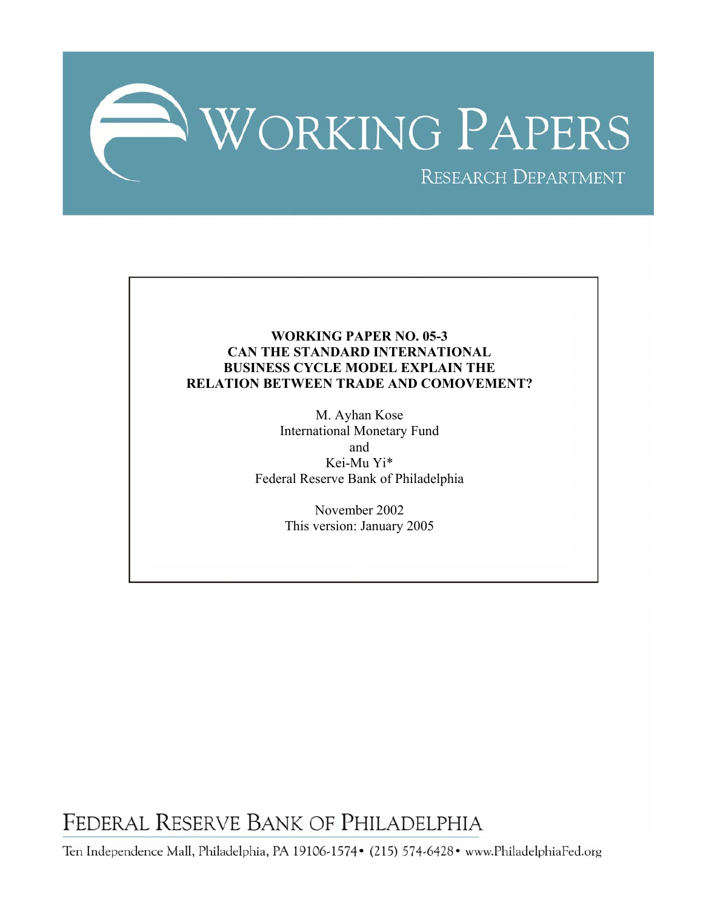# WORKING PAPERS

RESEARCH DEPARTMENT

**WORKING PAPER NO. 05-3**
**CAN THE STANDARD INTERNATIONAL BUSINESS CYCLE MODEL EXPLAIN THE RELATION BETWEEN TRADE AND COMOVEMENT?**

M. Ayhan Kose
International Monetary Fund
and
Kei-Mu Yi*
Federal Reserve Bank of Philadelphia

November 2002
This version: January 2005

FEDERAL RESERVE BANK OF PHILADELPHIA

Ten Independence Mall, Philadelphia, PA 19106-1574 • (215) 574-6428 • www.PhiladelphiaFed.org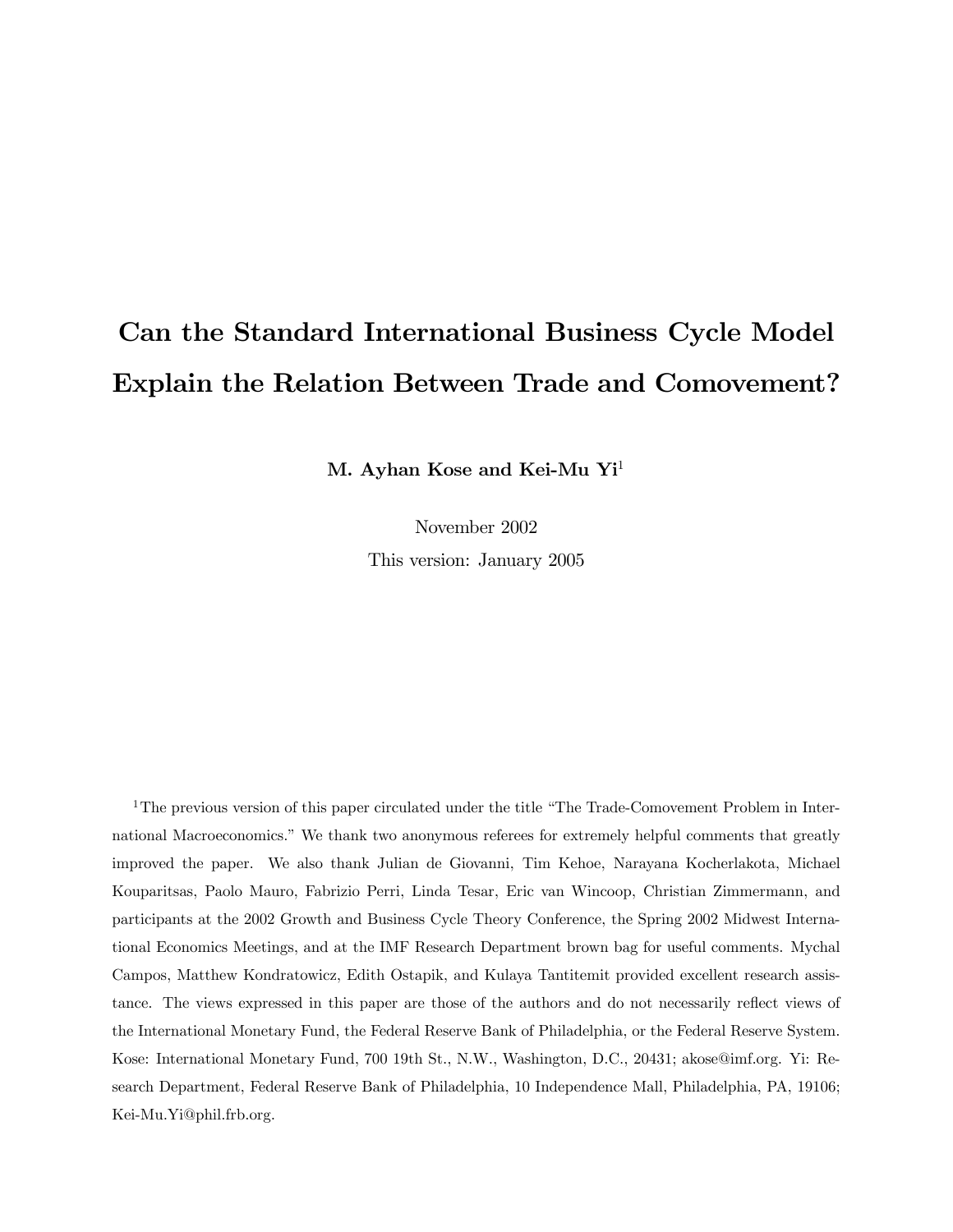# Can the Standard International Business Cycle Model Explain the Relation Between Trade and Comovement?

**M. Ayhan Kose and Kei-Mu Yi**[1]

November 2002

This version: January 2005

[1] The previous version of this paper circulated under the title "The Trade-Comovement Problem in International Macroeconomics." We thank two anonymous referees for extremely helpful comments that greatly improved the paper. We also thank Julian de Giovanni, Tim Kehoe, Narayana Kocherlakota, Michael Kouparitsas, Paolo Mauro, Fabrizio Perri, Linda Tesar, Eric van Wincoop, Christian Zimmermann, and participants at the 2002 Growth and Business Cycle Theory Conference, the Spring 2002 Midwest International Economics Meetings, and at the IMF Research Department brown bag for useful comments. Mychal Campos, Matthew Kondratowicz, Edith Ostapik, and Kulaya Tantitemit provided excellent research assistance. The views expressed in this paper are those of the authors and do not necessarily reflect views of the International Monetary Fund, the Federal Reserve Bank of Philadelphia, or the Federal Reserve System. Kose: International Monetary Fund, 700 19th St., N.W., Washington, D.C., 20431; akose@imf.org. Yi: Research Department, Federal Reserve Bank of Philadelphia, 10 Independence Mall, Philadelphia, PA, 19106; Kei-Mu.Yi@phil.frb.org.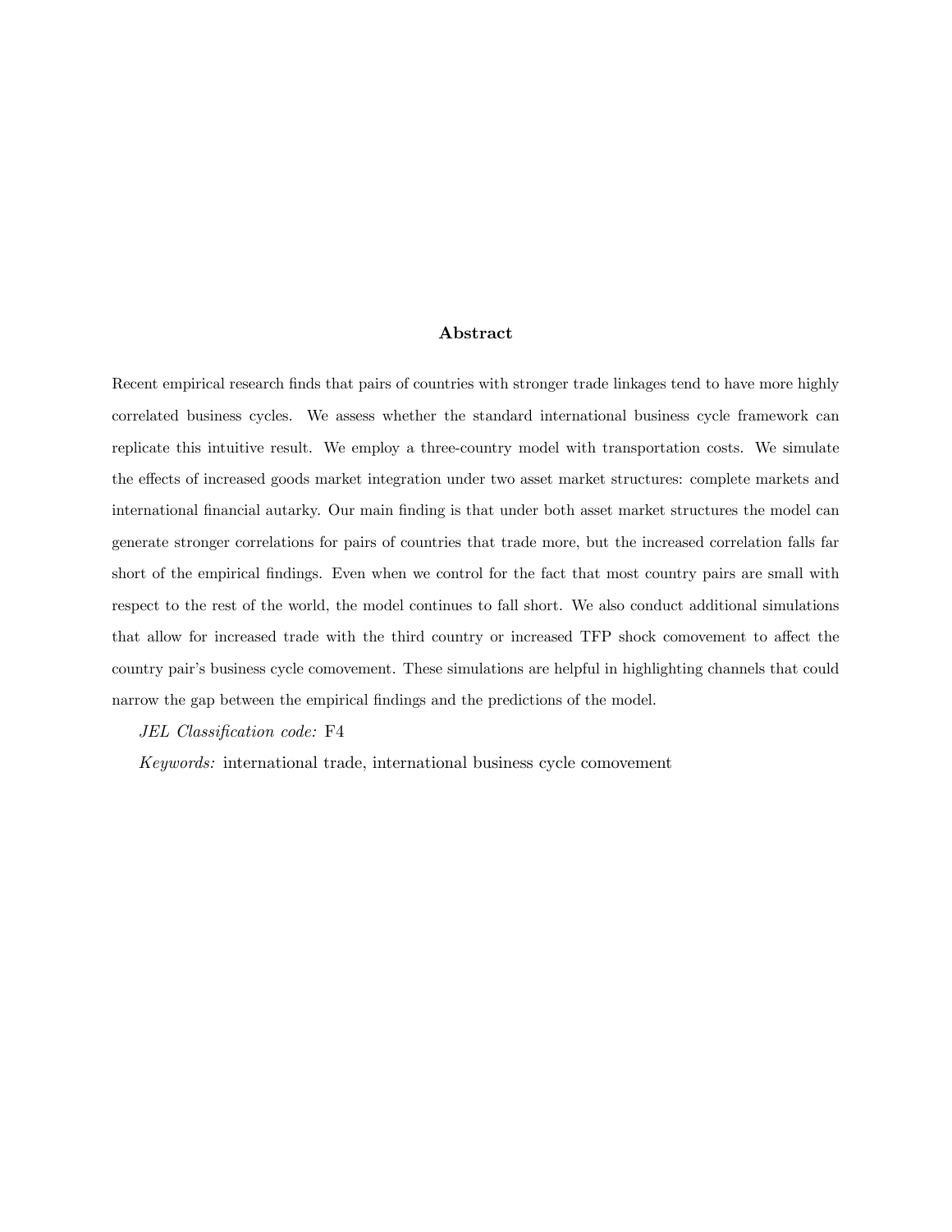## Abstract

Recent empirical research finds that pairs of countries with stronger trade linkages tend to have more highly correlated business cycles. We assess whether the standard international business cycle framework can replicate this intuitive result. We employ a three-country model with transportation costs. We simulate the effects of increased goods market integration under two asset market structures: complete markets and international financial autarky. Our main finding is that under both asset market structures the model can generate stronger correlations for pairs of countries that trade more, but the increased correlation falls far short of the empirical findings. Even when we control for the fact that most country pairs are small with respect to the rest of the world, the model continues to fall short. We also conduct additional simulations that allow for increased trade with the third country or increased TFP shock comovement to affect the country pair's business cycle comovement. These simulations are helpful in highlighting channels that could narrow the gap between the empirical findings and the predictions of the model.

*JEL Classification code:* F4

*Keywords:* international trade, international business cycle comovement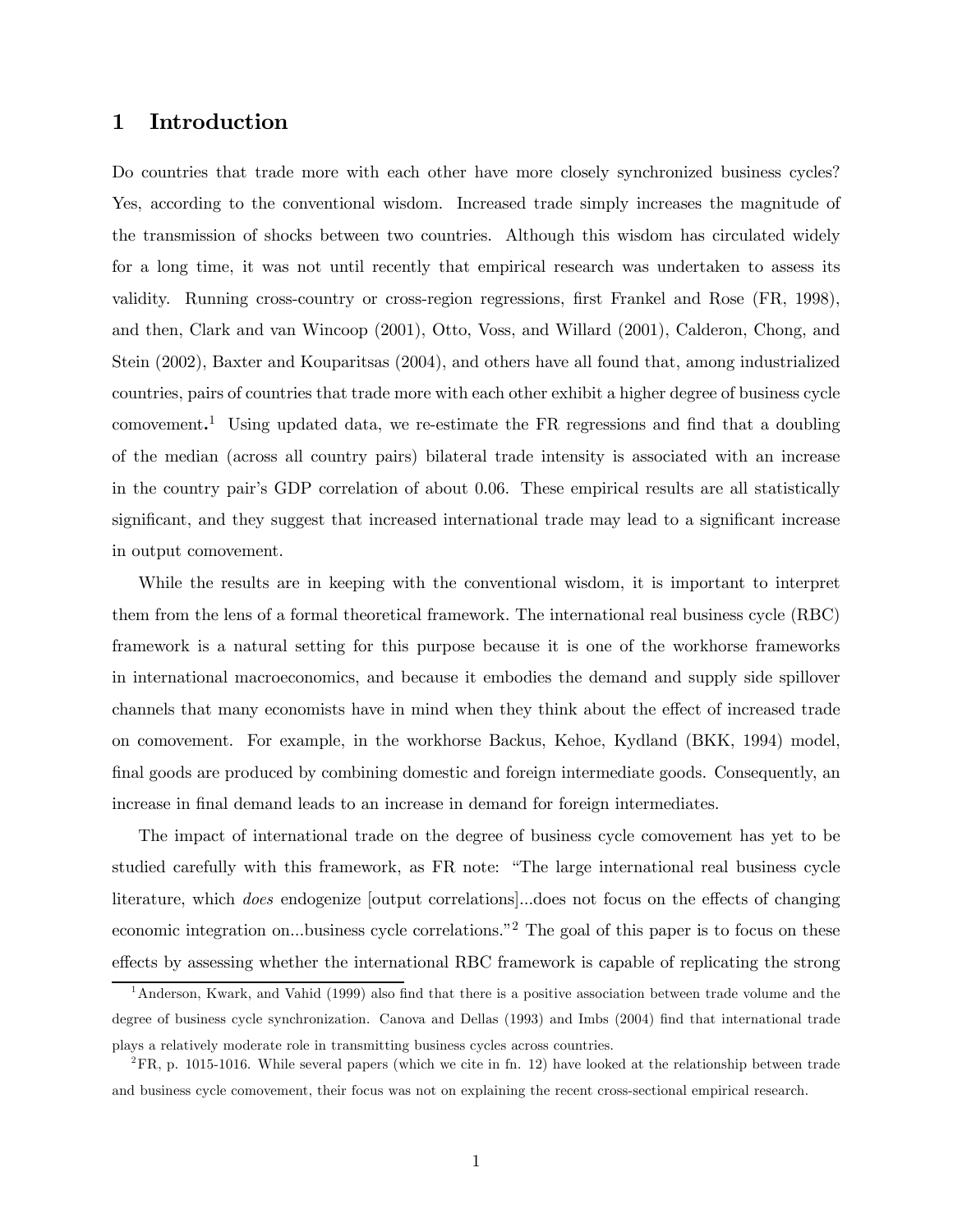# 1 Introduction

Do countries that trade more with each other have more closely synchronized business cycles? Yes, according to the conventional wisdom. Increased trade simply increases the magnitude of the transmission of shocks between two countries. Although this wisdom has circulated widely for a long time, it was not until recently that empirical research was undertaken to assess its validity. Running cross-country or cross-region regressions, first Frankel and Rose (FR, 1998), and then, Clark and van Wincoop (2001), Otto, Voss, and Willard (2001), Calderon, Chong, and Stein (2002), Baxter and Kouparitsas (2004), and others have all found that, among industrialized countries, pairs of countries that trade more with each other exhibit a higher degree of business cycle comovement.[1] Using updated data, we re-estimate the FR regressions and find that a doubling of the median (across all country pairs) bilateral trade intensity is associated with an increase in the country pair's GDP correlation of about 0.06. These empirical results are all statistically significant, and they suggest that increased international trade may lead to a significant increase in output comovement.

While the results are in keeping with the conventional wisdom, it is important to interpret them from the lens of a formal theoretical framework. The international real business cycle (RBC) framework is a natural setting for this purpose because it is one of the workhorse frameworks in international macroeconomics, and because it embodies the demand and supply side spillover channels that many economists have in mind when they think about the effect of increased trade on comovement. For example, in the workhorse Backus, Kehoe, Kydland (BKK, 1994) model, final goods are produced by combining domestic and foreign intermediate goods. Consequently, an increase in final demand leads to an increase in demand for foreign intermediates.

The impact of international trade on the degree of business cycle comovement has yet to be studied carefully with this framework, as FR note: "The large international real business cycle literature, which *does* endogenize [output correlations]...does not focus on the effects of changing economic integration on...business cycle correlations."[2] The goal of this paper is to focus on these effects by assessing whether the international RBC framework is capable of replicating the strong

[1] Anderson, Kwark, and Vahid (1999) also find that there is a positive association between trade volume and the degree of business cycle synchronization. Canova and Dellas (1993) and Imbs (2004) find that international trade plays a relatively moderate role in transmitting business cycles across countries.

[2] FR, p. 1015-1016. While several papers (which we cite in fn. 12) have looked at the relationship between trade and business cycle comovement, their focus was not on explaining the recent cross-sectional empirical research.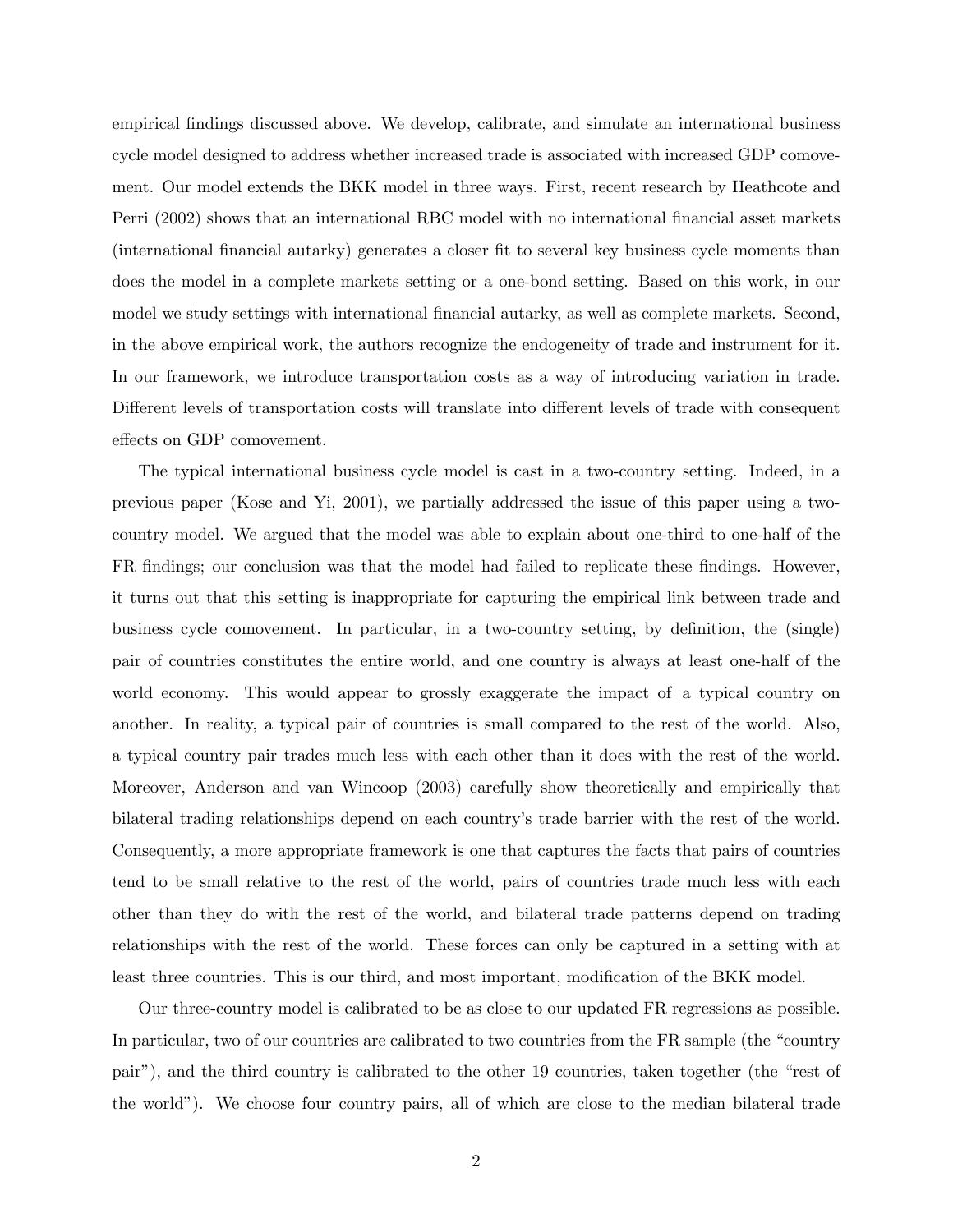empirical findings discussed above. We develop, calibrate, and simulate an international business cycle model designed to address whether increased trade is associated with increased GDP comovement. Our model extends the BKK model in three ways. First, recent research by Heathcote and Perri (2002) shows that an international RBC model with no international financial asset markets (international financial autarky) generates a closer fit to several key business cycle moments than does the model in a complete markets setting or a one-bond setting. Based on this work, in our model we study settings with international financial autarky, as well as complete markets. Second, in the above empirical work, the authors recognize the endogeneity of trade and instrument for it. In our framework, we introduce transportation costs as a way of introducing variation in trade. Different levels of transportation costs will translate into different levels of trade with consequent effects on GDP comovement.

The typical international business cycle model is cast in a two-country setting. Indeed, in a previous paper (Kose and Yi, 2001), we partially addressed the issue of this paper using a two-country model. We argued that the model was able to explain about one-third to one-half of the FR findings; our conclusion was that the model had failed to replicate these findings. However, it turns out that this setting is inappropriate for capturing the empirical link between trade and business cycle comovement. In particular, in a two-country setting, by definition, the (single) pair of countries constitutes the entire world, and one country is always at least one-half of the world economy. This would appear to grossly exaggerate the impact of a typical country on another. In reality, a typical pair of countries is small compared to the rest of the world. Also, a typical country pair trades much less with each other than it does with the rest of the world. Moreover, Anderson and van Wincoop (2003) carefully show theoretically and empirically that bilateral trading relationships depend on each country's trade barrier with the rest of the world. Consequently, a more appropriate framework is one that captures the facts that pairs of countries tend to be small relative to the rest of the world, pairs of countries trade much less with each other than they do with the rest of the world, and bilateral trade patterns depend on trading relationships with the rest of the world. These forces can only be captured in a setting with at least three countries. This is our third, and most important, modification of the BKK model.

Our three-country model is calibrated to be as close to our updated FR regressions as possible. In particular, two of our countries are calibrated to two countries from the FR sample (the "country pair"), and the third country is calibrated to the other 19 countries, taken together (the "rest of the world"). We choose four country pairs, all of which are close to the median bilateral trade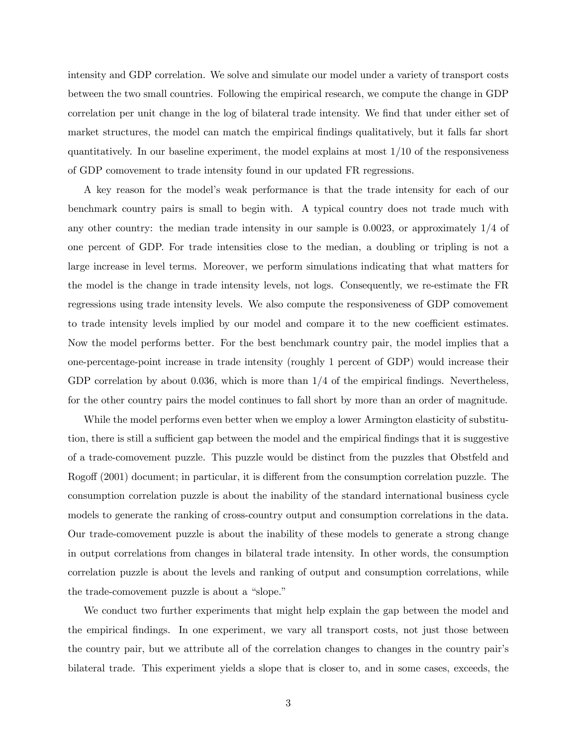intensity and GDP correlation. We solve and simulate our model under a variety of transport costs between the two small countries. Following the empirical research, we compute the change in GDP correlation per unit change in the log of bilateral trade intensity. We find that under either set of market structures, the model can match the empirical findings qualitatively, but it falls far short quantitatively. In our baseline experiment, the model explains at most 1/10 of the responsiveness of GDP comovement to trade intensity found in our updated FR regressions.

A key reason for the model's weak performance is that the trade intensity for each of our benchmark country pairs is small to begin with. A typical country does not trade much with any other country: the median trade intensity in our sample is 0.0023, or approximately 1/4 of one percent of GDP. For trade intensities close to the median, a doubling or tripling is not a large increase in level terms. Moreover, we perform simulations indicating that what matters for the model is the change in trade intensity levels, not logs. Consequently, we re-estimate the FR regressions using trade intensity levels. We also compute the responsiveness of GDP comovement to trade intensity levels implied by our model and compare it to the new coefficient estimates. Now the model performs better. For the best benchmark country pair, the model implies that a one-percentage-point increase in trade intensity (roughly 1 percent of GDP) would increase their GDP correlation by about 0.036, which is more than 1/4 of the empirical findings. Nevertheless, for the other country pairs the model continues to fall short by more than an order of magnitude.

While the model performs even better when we employ a lower Armington elasticity of substitution, there is still a sufficient gap between the model and the empirical findings that it is suggestive of a trade-comovement puzzle. This puzzle would be distinct from the puzzles that Obstfeld and Rogoff (2001) document; in particular, it is different from the consumption correlation puzzle. The consumption correlation puzzle is about the inability of the standard international business cycle models to generate the ranking of cross-country output and consumption correlations in the data. Our trade-comovement puzzle is about the inability of these models to generate a strong change in output correlations from changes in bilateral trade intensity. In other words, the consumption correlation puzzle is about the levels and ranking of output and consumption correlations, while the trade-comovement puzzle is about a "slope."

We conduct two further experiments that might help explain the gap between the model and the empirical findings. In one experiment, we vary all transport costs, not just those between the country pair, but we attribute all of the correlation changes to changes in the country pair's bilateral trade. This experiment yields a slope that is closer to, and in some cases, exceeds, the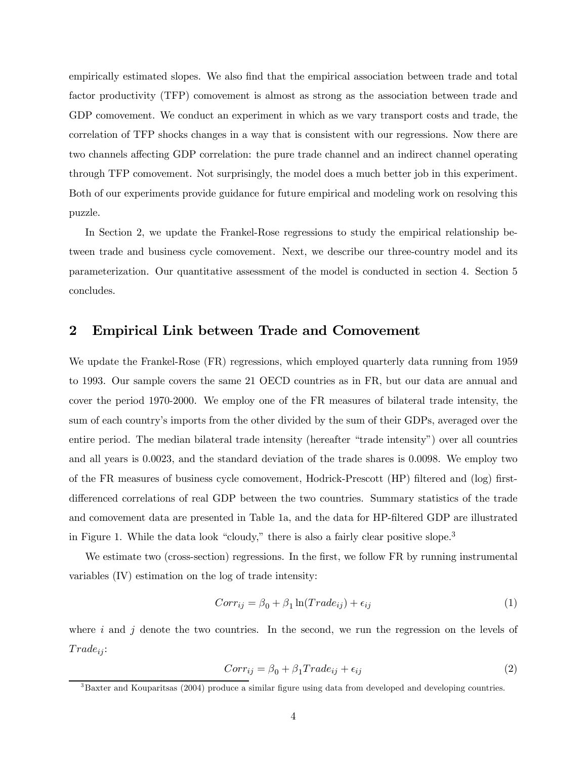empirically estimated slopes. We also find that the empirical association between trade and total factor productivity (TFP) comovement is almost as strong as the association between trade and GDP comovement. We conduct an experiment in which as we vary transport costs and trade, the correlation of TFP shocks changes in a way that is consistent with our regressions. Now there are two channels affecting GDP correlation: the pure trade channel and an indirect channel operating through TFP comovement. Not surprisingly, the model does a much better job in this experiment. Both of our experiments provide guidance for future empirical and modeling work on resolving this puzzle.

In Section 2, we update the Frankel-Rose regressions to study the empirical relationship between trade and business cycle comovement. Next, we describe our three-country model and its parameterization. Our quantitative assessment of the model is conducted in section 4. Section 5 concludes.

## 2 Empirical Link between Trade and Comovement

We update the Frankel-Rose (FR) regressions, which employed quarterly data running from 1959 to 1993. Our sample covers the same 21 OECD countries as in FR, but our data are annual and cover the period 1970-2000. We employ one of the FR measures of bilateral trade intensity, the sum of each country's imports from the other divided by the sum of their GDPs, averaged over the entire period. The median bilateral trade intensity (hereafter "trade intensity") over all countries and all years is 0.0023, and the standard deviation of the trade shares is 0.0098. We employ two of the FR measures of business cycle comovement, Hodrick-Prescott (HP) filtered and (log) first-differenced correlations of real GDP between the two countries. Summary statistics of the trade and comovement data are presented in Table 1a, and the data for HP-filtered GDP are illustrated in Figure 1. While the data look "cloudy," there is also a fairly clear positive slope.[3]

We estimate two (cross-section) regressions. In the first, we follow FR by running instrumental variables (IV) estimation on the log of trade intensity:

$$Corr_{ij} = \beta_0 + \beta_1 \ln(Trade_{ij}) + \epsilon_{ij} \tag{1}$$

where $i$ and $j$ denote the two countries. In the second, we run the regression on the levels of $Trade_{ij}$:

$$Corr_{ij} = \beta_0 + \beta_1 Trade_{ij} + \epsilon_{ij} \tag{2}$$

[3] Baxter and Kouparitsas (2004) produce a similar figure using data from developed and developing countries.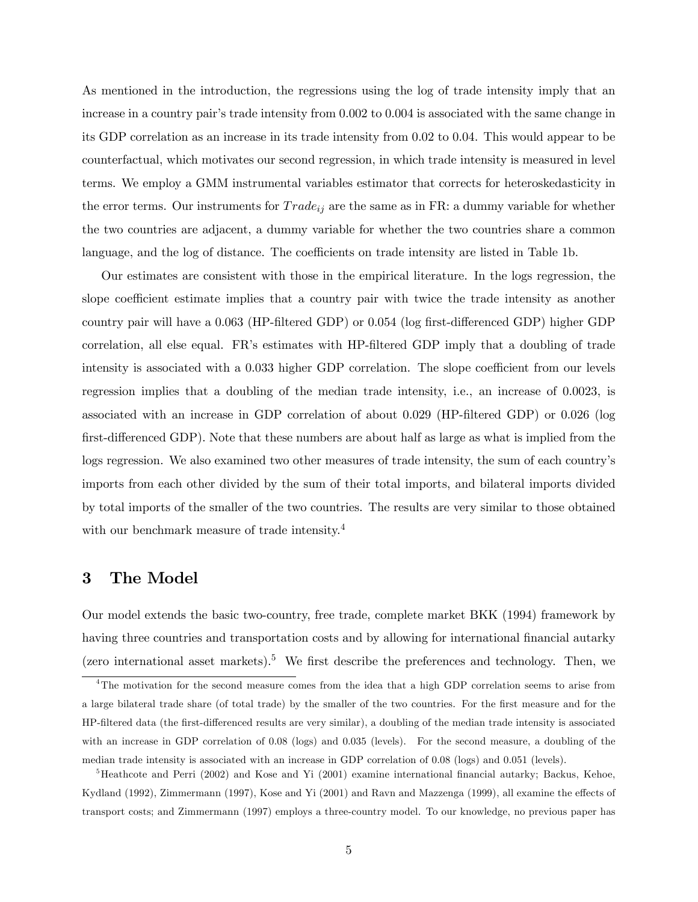As mentioned in the introduction, the regressions using the log of trade intensity imply that an increase in a country pair's trade intensity from 0.002 to 0.004 is associated with the same change in its GDP correlation as an increase in its trade intensity from 0.02 to 0.04. This would appear to be counterfactual, which motivates our second regression, in which trade intensity is measured in level terms. We employ a GMM instrumental variables estimator that corrects for heteroskedasticity in the error terms. Our instruments for $Trade_{ij}$ are the same as in FR: a dummy variable for whether the two countries are adjacent, a dummy variable for whether the two countries share a common language, and the log of distance. The coefficients on trade intensity are listed in Table 1b.

Our estimates are consistent with those in the empirical literature. In the logs regression, the slope coefficient estimate implies that a country pair with twice the trade intensity as another country pair will have a 0.063 (HP-filtered GDP) or 0.054 (log first-differenced GDP) higher GDP correlation, all else equal. FR's estimates with HP-filtered GDP imply that a doubling of trade intensity is associated with a 0.033 higher GDP correlation. The slope coefficient from our levels regression implies that a doubling of the median trade intensity, i.e., an increase of 0.0023, is associated with an increase in GDP correlation of about 0.029 (HP-filtered GDP) or 0.026 (log first-differenced GDP). Note that these numbers are about half as large as what is implied from the logs regression. We also examined two other measures of trade intensity, the sum of each country's imports from each other divided by the sum of their total imports, and bilateral imports divided by total imports of the smaller of the two countries. The results are very similar to those obtained with our benchmark measure of trade intensity.[4]

# 3 The Model

Our model extends the basic two-country, free trade, complete market BKK (1994) framework by having three countries and transportation costs and by allowing for international financial autarky (zero international asset markets).[5] We first describe the preferences and technology. Then, we

[4] The motivation for the second measure comes from the idea that a high GDP correlation seems to arise from a large bilateral trade share (of total trade) by the smaller of the two countries. For the first measure and for the HP-filtered data (the first-differenced results are very similar), a doubling of the median trade intensity is associated with an increase in GDP correlation of 0.08 (logs) and 0.035 (levels). For the second measure, a doubling of the median trade intensity is associated with an increase in GDP correlation of 0.08 (logs) and 0.051 (levels).

[5] Heathcote and Perri (2002) and Kose and Yi (2001) examine international financial autarky; Backus, Kehoe, Kydland (1992), Zimmermann (1997), Kose and Yi (2001) and Ravn and Mazzenga (1999), all examine the effects of transport costs; and Zimmermann (1997) employs a three-country model. To our knowledge, no previous paper has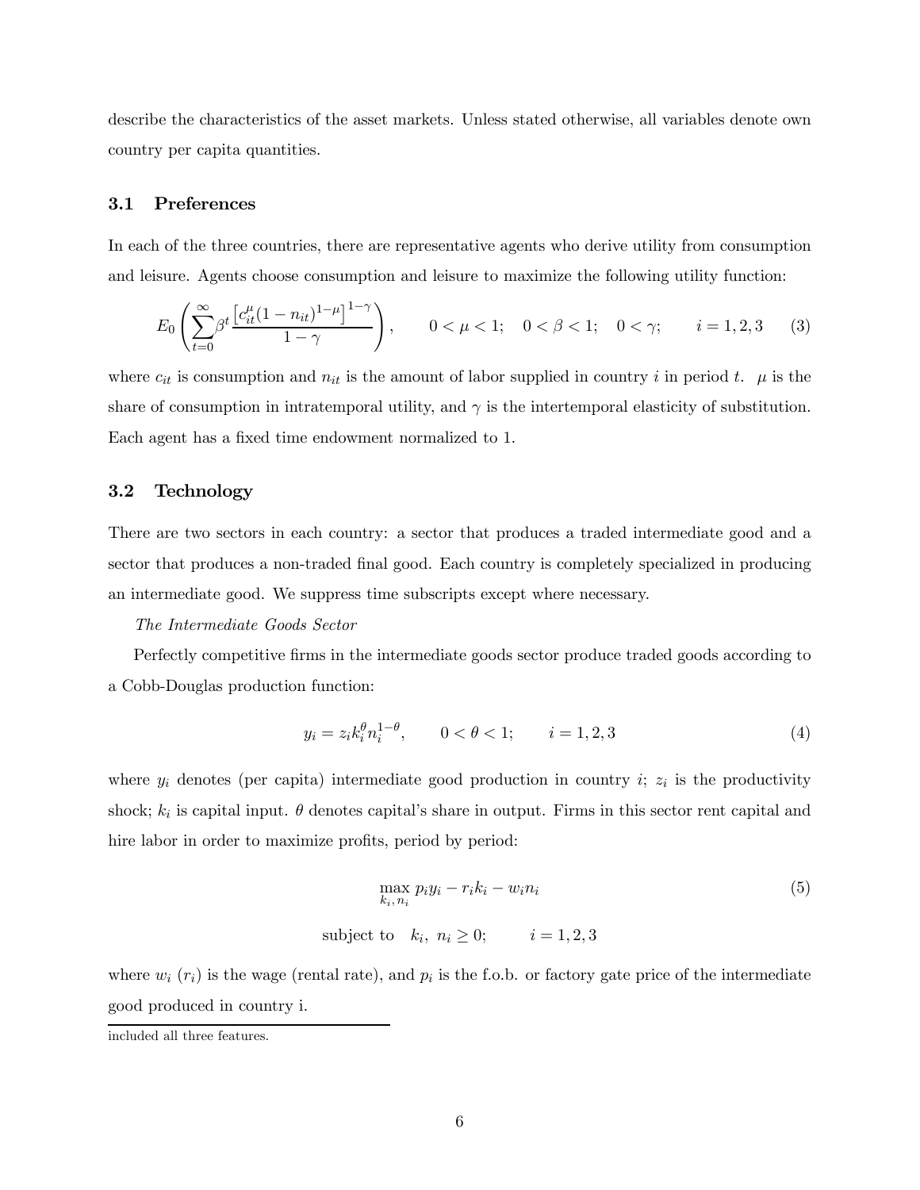describe the characteristics of the asset markets. Unless stated otherwise, all variables denote own country per capita quantities.

### 3.1 Preferences

In each of the three countries, there are representative agents who derive utility from consumption and leisure. Agents choose consumption and leisure to maximize the following utility function:

$$E_0 \left( \sum_{t=0}^{\infty} \beta^t \frac{\left[ c_{it}^{\mu} (1-n_{it})^{1-\mu} \right]^{1-\gamma}}{1-\gamma} \right), \qquad 0 < \mu < 1; \quad 0 < \beta < 1; \quad 0 < \gamma; \qquad i = 1, 2, 3 \tag{3}$$

where $c_{it}$ is consumption and $n_{it}$ is the amount of labor supplied in country $i$ in period $t$. $\mu$ is the share of consumption in intratemporal utility, and $\gamma$ is the intertemporal elasticity of substitution. Each agent has a fixed time endowment normalized to 1.

### 3.2 Technology

There are two sectors in each country: a sector that produces a traded intermediate good and a sector that produces a non-traded final good. Each country is completely specialized in producing an intermediate good. We suppress time subscripts except where necessary.

*The Intermediate Goods Sector*

Perfectly competitive firms in the intermediate goods sector produce traded goods according to a Cobb-Douglas production function:

$$y_i = z_i k_i^{\theta} n_i^{1-\theta}, \qquad 0 < \theta < 1; \qquad i = 1, 2, 3 \tag{4}$$

where $y_i$ denotes (per capita) intermediate good production in country $i$; $z_i$ is the productivity shock; $k_i$ is capital input. $\theta$ denotes capital's share in output. Firms in this sector rent capital and hire labor in order to maximize profits, period by period:

$$\max_{k_i,\, n_i} \; p_i y_i - r_i k_i - w_i n_i \tag{5}$$

$$\text{subject to} \quad k_i, \; n_i \geq 0; \qquad i = 1, 2, 3$$

where $w_i$ ($r_i$) is the wage (rental rate), and $p_i$ is the f.o.b. or factory gate price of the intermediate good produced in country i.

---

included all three features.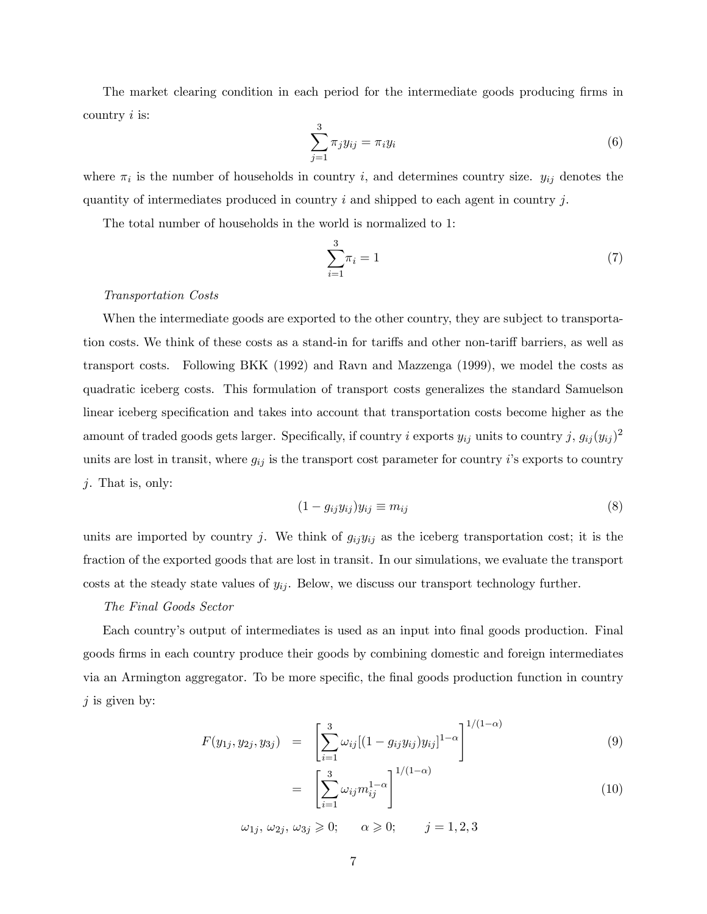The market clearing condition in each period for the intermediate goods producing firms in country $i$ is:

$$\sum_{j=1}^{3} \pi_j y_{ij} = \pi_i y_i \tag{6}$$

where $\pi_i$ is the number of households in country $i$, and determines country size. $y_{ij}$ denotes the quantity of intermediates produced in country $i$ and shipped to each agent in country $j$.

The total number of households in the world is normalized to 1:

$$\sum_{i=1}^{3} \pi_i = 1 \tag{7}$$

*Transportation Costs*

When the intermediate goods are exported to the other country, they are subject to transportation costs. We think of these costs as a stand-in for tariffs and other non-tariff barriers, as well as transport costs. Following BKK (1992) and Ravn and Mazzenga (1999), we model the costs as quadratic iceberg costs. This formulation of transport costs generalizes the standard Samuelson linear iceberg specification and takes into account that transportation costs become higher as the amount of traded goods gets larger. Specifically, if country $i$ exports $y_{ij}$ units to country $j$, $g_{ij}(y_{ij})^2$ units are lost in transit, where $g_{ij}$ is the transport cost parameter for country $i$'s exports to country $j$. That is, only:

$$(1 - g_{ij} y_{ij}) y_{ij} \equiv m_{ij} \tag{8}$$

units are imported by country $j$. We think of $g_{ij} y_{ij}$ as the iceberg transportation cost; it is the fraction of the exported goods that are lost in transit. In our simulations, we evaluate the transport costs at the steady state values of $y_{ij}$. Below, we discuss our transport technology further.

*The Final Goods Sector*

Each country's output of intermediates is used as an input into final goods production. Final goods firms in each country produce their goods by combining domestic and foreign intermediates via an Armington aggregator. To be more specific, the final goods production function in country $j$ is given by:

$$F(y_{1j}, y_{2j}, y_{3j}) = \left[ \sum_{i=1}^{3} \omega_{ij} [(1 - g_{ij} y_{ij}) y_{ij}]^{1-\alpha} \right]^{1/(1-\alpha)} \tag{9}$$

$$= \left[ \sum_{i=1}^{3} \omega_{ij} m_{ij}^{1-\alpha} \right]^{1/(1-\alpha)} \tag{10}$$

$$\omega_{1j},\ \omega_{2j},\ \omega_{3j} \geqslant 0; \qquad \alpha \geqslant 0; \qquad j = 1, 2, 3$$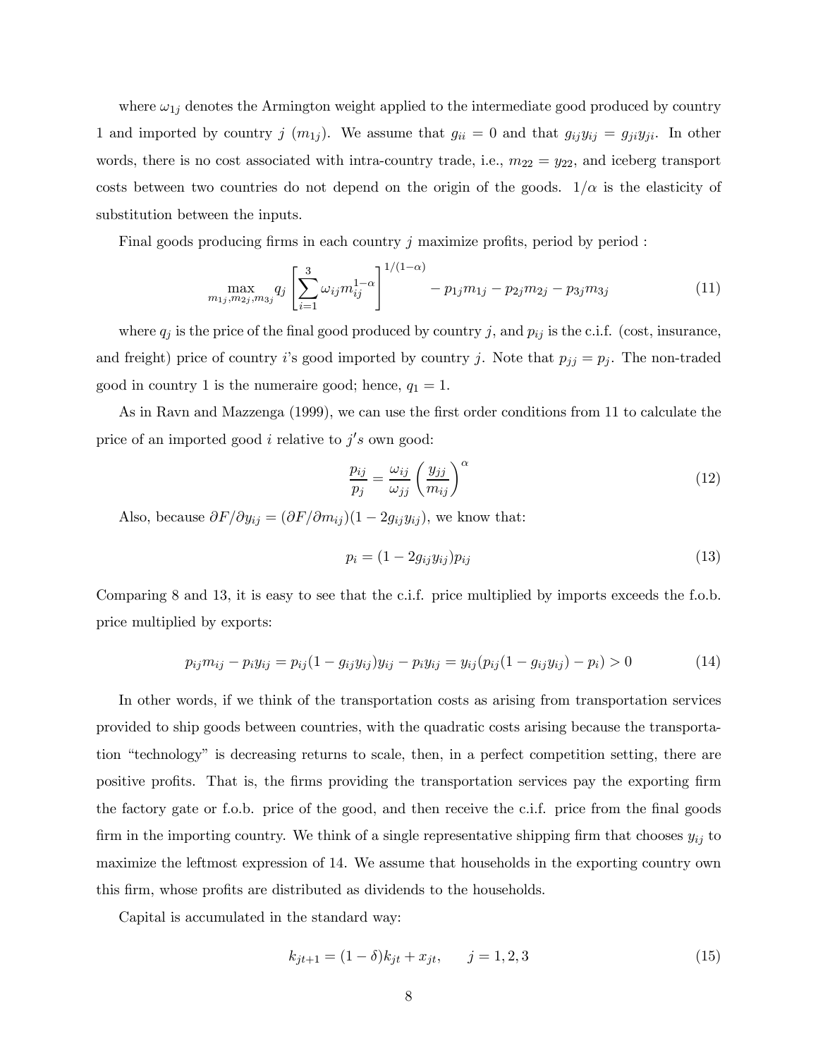where $\omega_{1j}$ denotes the Armington weight applied to the intermediate good produced by country 1 and imported by country $j$ ($m_{1j}$). We assume that $g_{ii} = 0$ and that $g_{ij}y_{ij} = g_{ji}y_{ji}$. In other words, there is no cost associated with intra-country trade, i.e., $m_{22} = y_{22}$, and iceberg transport costs between two countries do not depend on the origin of the goods. $1/\alpha$ is the elasticity of substitution between the inputs.

Final goods producing firms in each country $j$ maximize profits, period by period :

$$\max_{m_{1j},m_{2j},m_{3j}} q_j \left[ \sum_{i=1}^{3} \omega_{ij} m_{ij}^{1-\alpha} \right]^{1/(1-\alpha)} - p_{1j}m_{1j} - p_{2j}m_{2j} - p_{3j}m_{3j} \tag{11}$$

where $q_j$ is the price of the final good produced by country $j$, and $p_{ij}$ is the c.i.f. (cost, insurance, and freight) price of country $i$'s good imported by country $j$. Note that $p_{jj} = p_j$. The non-traded good in country 1 is the numeraire good; hence, $q_1 = 1$.

As in Ravn and Mazzenga (1999), we can use the first order conditions from 11 to calculate the price of an imported good $i$ relative to $j's$ own good:

$$\frac{p_{ij}}{p_j} = \frac{\omega_{ij}}{\omega_{jj}} \left( \frac{y_{jj}}{m_{ij}} \right)^{\alpha} \tag{12}$$

Also, because $\partial F / \partial y_{ij} = (\partial F / \partial m_{ij})(1 - 2g_{ij}y_{ij})$, we know that:

$$p_i = (1 - 2g_{ij}y_{ij})p_{ij} \tag{13}$$

Comparing 8 and 13, it is easy to see that the c.i.f. price multiplied by imports exceeds the f.o.b. price multiplied by exports:

$$p_{ij}m_{ij} - p_i y_{ij} = p_{ij}(1 - g_{ij}y_{ij})y_{ij} - p_i y_{ij} = y_{ij}(p_{ij}(1 - g_{ij}y_{ij}) - p_i) > 0 \tag{14}$$

In other words, if we think of the transportation costs as arising from transportation services provided to ship goods between countries, with the quadratic costs arising because the transportation "technology" is decreasing returns to scale, then, in a perfect competition setting, there are positive profits. That is, the firms providing the transportation services pay the exporting firm the factory gate or f.o.b. price of the good, and then receive the c.i.f. price from the final goods firm in the importing country. We think of a single representative shipping firm that chooses $y_{ij}$ to maximize the leftmost expression of 14. We assume that households in the exporting country own this firm, whose profits are distributed as dividends to the households.

Capital is accumulated in the standard way:

$$k_{jt+1} = (1 - \delta)k_{jt} + x_{jt}, \qquad j = 1, 2, 3 \tag{15}$$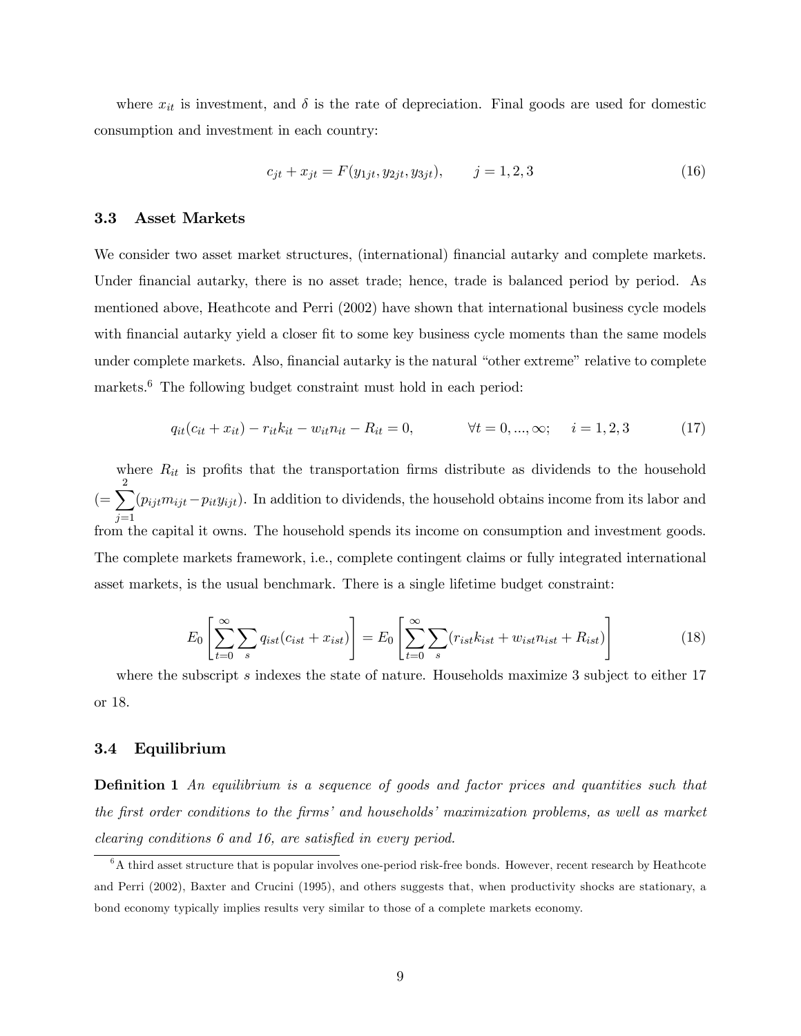where $x_{it}$ is investment, and $\delta$ is the rate of depreciation. Final goods are used for domestic consumption and investment in each country:

$$c_{jt} + x_{jt} = F(y_{1jt}, y_{2jt}, y_{3jt}), \qquad j = 1, 2, 3 \tag{16}$$

### 3.3 Asset Markets

We consider two asset market structures, (international) financial autarky and complete markets. Under financial autarky, there is no asset trade; hence, trade is balanced period by period. As mentioned above, Heathcote and Perri (2002) have shown that international business cycle models with financial autarky yield a closer fit to some key business cycle moments than the same models under complete markets. Also, financial autarky is the natural "other extreme" relative to complete markets.[6] The following budget constraint must hold in each period:

$$q_{it}(c_{it} + x_{it}) - r_{it}k_{it} - w_{it}n_{it} - R_{it} = 0, \qquad \forall t = 0, ..., \infty; \quad i = 1, 2, 3 \tag{17}$$

where $R_{it}$ is profits that the transportation firms distribute as dividends to the household $(= \sum_{j=1}^{2}(p_{ijt}m_{ijt} - p_{it}y_{ijt})$. In addition to dividends, the household obtains income from its labor and from the capital it owns. The household spends its income on consumption and investment goods. The complete markets framework, i.e., complete contingent claims or fully integrated international asset markets, is the usual benchmark. There is a single lifetime budget constraint:

$$E_0\left[\sum_{t=0}^{\infty}\sum_{s} q_{ist}(c_{ist} + x_{ist})\right] = E_0\left[\sum_{t=0}^{\infty}\sum_{s}(r_{ist}k_{ist} + w_{ist}n_{ist} + R_{ist})\right] \tag{18}$$

where the subscript $s$ indexes the state of nature. Households maximize 3 subject to either 17 or 18.

### 3.4 Equilibrium

**Definition 1** *An equilibrium is a sequence of goods and factor prices and quantities such that the first order conditions to the firms' and households' maximization problems, as well as market clearing conditions 6 and 16, are satisfied in every period.*

[6] A third asset structure that is popular involves one-period risk-free bonds. However, recent research by Heathcote and Perri (2002), Baxter and Crucini (1995), and others suggests that, when productivity shocks are stationary, a bond economy typically implies results very similar to those of a complete markets economy.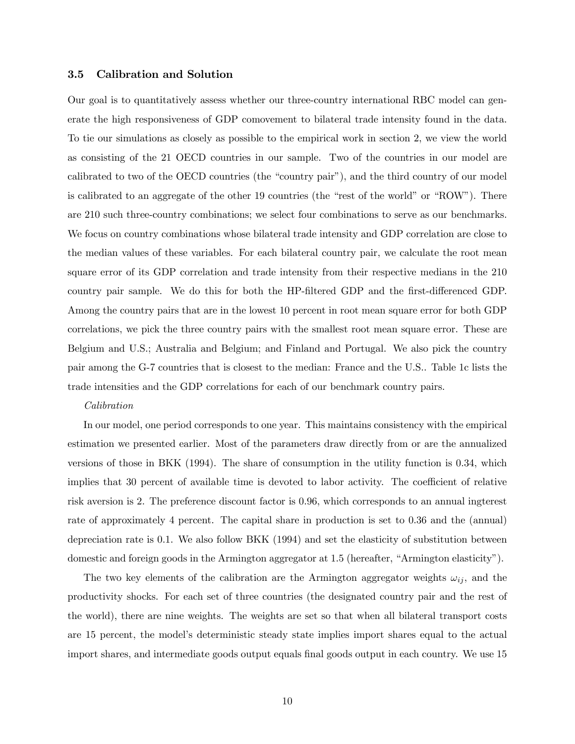### 3.5 Calibration and Solution

Our goal is to quantitatively assess whether our three-country international RBC model can generate the high responsiveness of GDP comovement to bilateral trade intensity found in the data. To tie our simulations as closely as possible to the empirical work in section 2, we view the world as consisting of the 21 OECD countries in our sample. Two of the countries in our model are calibrated to two of the OECD countries (the "country pair"), and the third country of our model is calibrated to an aggregate of the other 19 countries (the "rest of the world" or "ROW"). There are 210 such three-country combinations; we select four combinations to serve as our benchmarks. We focus on country combinations whose bilateral trade intensity and GDP correlation are close to the median values of these variables. For each bilateral country pair, we calculate the root mean square error of its GDP correlation and trade intensity from their respective medians in the 210 country pair sample. We do this for both the HP-filtered GDP and the first-differenced GDP. Among the country pairs that are in the lowest 10 percent in root mean square error for both GDP correlations, we pick the three country pairs with the smallest root mean square error. These are Belgium and U.S.; Australia and Belgium; and Finland and Portugal. We also pick the country pair among the G-7 countries that is closest to the median: France and the U.S.. Table 1c lists the trade intensities and the GDP correlations for each of our benchmark country pairs.

*Calibration*

In our model, one period corresponds to one year. This maintains consistency with the empirical estimation we presented earlier. Most of the parameters draw directly from or are the annualized versions of those in BKK (1994). The share of consumption in the utility function is 0.34, which implies that 30 percent of available time is devoted to labor activity. The coefficient of relative risk aversion is 2. The preference discount factor is 0.96, which corresponds to an annual ingterest rate of approximately 4 percent. The capital share in production is set to 0.36 and the (annual) depreciation rate is 0.1. We also follow BKK (1994) and set the elasticity of substitution between domestic and foreign goods in the Armington aggregator at 1.5 (hereafter, "Armington elasticity").

The two key elements of the calibration are the Armington aggregator weights $\omega_{ij}$, and the productivity shocks. For each set of three countries (the designated country pair and the rest of the world), there are nine weights. The weights are set so that when all bilateral transport costs are 15 percent, the model's deterministic steady state implies import shares equal to the actual import shares, and intermediate goods output equals final goods output in each country. We use 15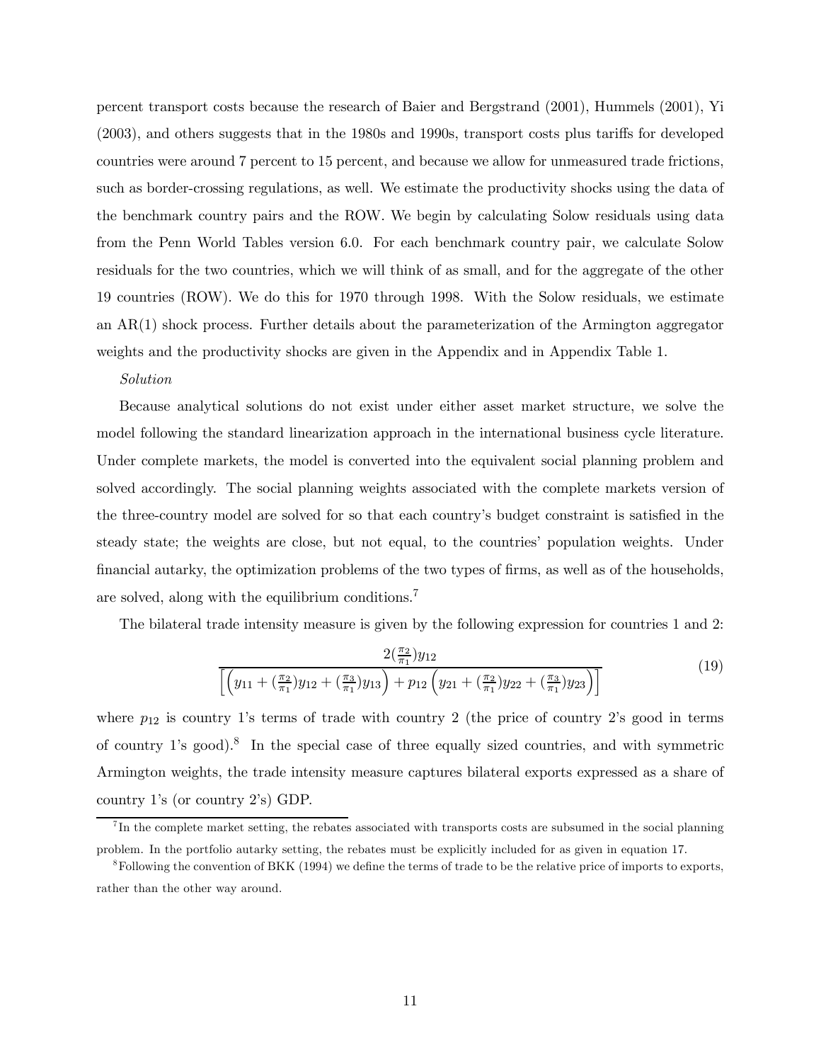percent transport costs because the research of Baier and Bergstrand (2001), Hummels (2001), Yi (2003), and others suggests that in the 1980s and 1990s, transport costs plus tariffs for developed countries were around 7 percent to 15 percent, and because we allow for unmeasured trade frictions, such as border-crossing regulations, as well. We estimate the productivity shocks using the data of the benchmark country pairs and the ROW. We begin by calculating Solow residuals using data from the Penn World Tables version 6.0. For each benchmark country pair, we calculate Solow residuals for the two countries, which we will think of as small, and for the aggregate of the other 19 countries (ROW). We do this for 1970 through 1998. With the Solow residuals, we estimate an AR(1) shock process. Further details about the parameterization of the Armington aggregator weights and the productivity shocks are given in the Appendix and in Appendix Table 1.

*Solution*

Because analytical solutions do not exist under either asset market structure, we solve the model following the standard linearization approach in the international business cycle literature. Under complete markets, the model is converted into the equivalent social planning problem and solved accordingly. The social planning weights associated with the complete markets version of the three-country model are solved for so that each country's budget constraint is satisfied in the steady state; the weights are close, but not equal, to the countries' population weights. Under financial autarky, the optimization problems of the two types of firms, as well as of the households, are solved, along with the equilibrium conditions.[7]

The bilateral trade intensity measure is given by the following expression for countries 1 and 2:

$$\frac{2(\frac{\pi_2}{\pi_1})y_{12}}{\left[\left(y_{11}+(\frac{\pi_2}{\pi_1})y_{12}+(\frac{\pi_3}{\pi_1})y_{13}\right)+p_{12}\left(y_{21}+(\frac{\pi_2}{\pi_1})y_{22}+(\frac{\pi_3}{\pi_1})y_{23}\right)\right]} \tag{19}$$

where $p_{12}$ is country 1's terms of trade with country 2 (the price of country 2's good in terms of country 1's good).[8] In the special case of three equally sized countries, and with symmetric Armington weights, the trade intensity measure captures bilateral exports expressed as a share of country 1's (or country 2's) GDP.

[7] In the complete market setting, the rebates associated with transports costs are subsumed in the social planning problem. In the portfolio autarky setting, the rebates must be explicitly included for as given in equation 17.

[8] Following the convention of BKK (1994) we define the terms of trade to be the relative price of imports to exports, rather than the other way around.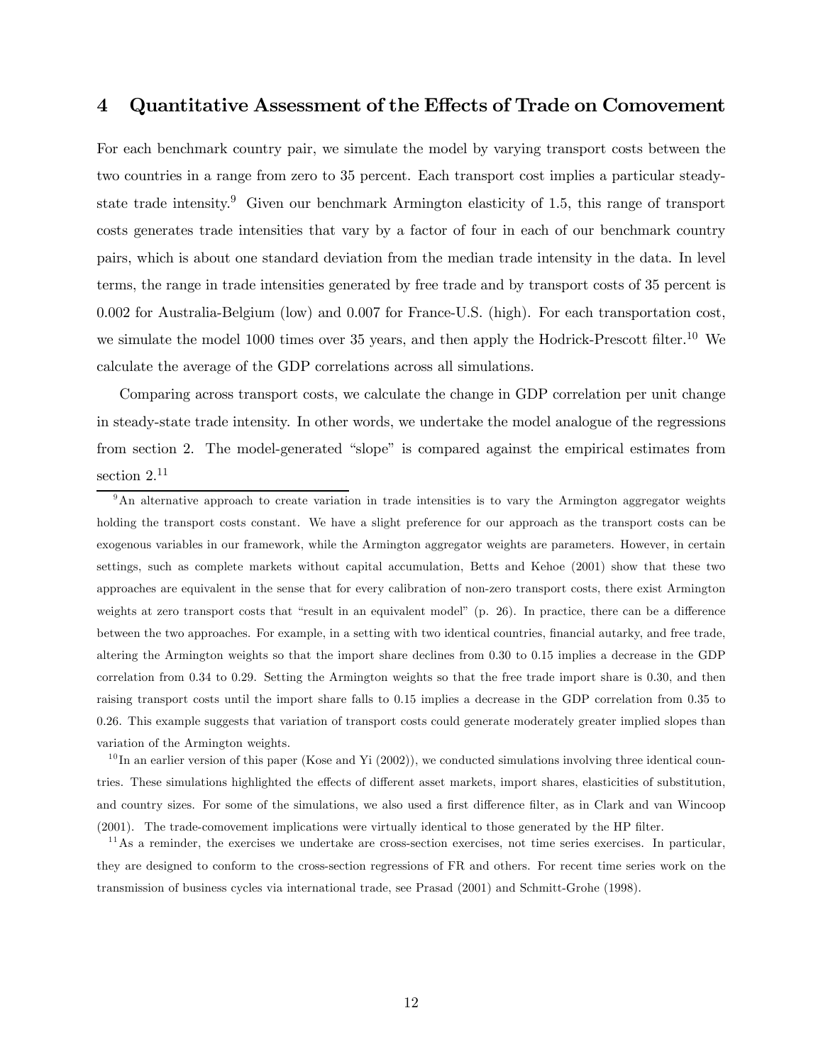# 4 Quantitative Assessment of the Effects of Trade on Comovement

For each benchmark country pair, we simulate the model by varying transport costs between the two countries in a range from zero to 35 percent. Each transport cost implies a particular steady-state trade intensity.[9] Given our benchmark Armington elasticity of 1.5, this range of transport costs generates trade intensities that vary by a factor of four in each of our benchmark country pairs, which is about one standard deviation from the median trade intensity in the data. In level terms, the range in trade intensities generated by free trade and by transport costs of 35 percent is 0.002 for Australia-Belgium (low) and 0.007 for France-U.S. (high). For each transportation cost, we simulate the model 1000 times over 35 years, and then apply the Hodrick-Prescott filter.[10] We calculate the average of the GDP correlations across all simulations.

Comparing across transport costs, we calculate the change in GDP correlation per unit change in steady-state trade intensity. In other words, we undertake the model analogue of the regressions from section 2. The model-generated "slope" is compared against the empirical estimates from section 2.[11]

[9] An alternative approach to create variation in trade intensities is to vary the Armington aggregator weights holding the transport costs constant. We have a slight preference for our approach as the transport costs can be exogenous variables in our framework, while the Armington aggregator weights are parameters. However, in certain settings, such as complete markets without capital accumulation, Betts and Kehoe (2001) show that these two approaches are equivalent in the sense that for every calibration of non-zero transport costs, there exist Armington weights at zero transport costs that "result in an equivalent model" (p. 26). In practice, there can be a difference between the two approaches. For example, in a setting with two identical countries, financial autarky, and free trade, altering the Armington weights so that the import share declines from 0.30 to 0.15 implies a decrease in the GDP correlation from 0.34 to 0.29. Setting the Armington weights so that the free trade import share is 0.30, and then raising transport costs until the import share falls to 0.15 implies a decrease in the GDP correlation from 0.35 to 0.26. This example suggests that variation of transport costs could generate moderately greater implied slopes than variation of the Armington weights.

[10] In an earlier version of this paper (Kose and Yi (2002)), we conducted simulations involving three identical countries. These simulations highlighted the effects of different asset markets, import shares, elasticities of substitution, and country sizes. For some of the simulations, we also used a first difference filter, as in Clark and van Wincoop (2001). The trade-comovement implications were virtually identical to those generated by the HP filter.

[11] As a reminder, the exercises we undertake are cross-section exercises, not time series exercises. In particular, they are designed to conform to the cross-section regressions of FR and others. For recent time series work on the transmission of business cycles via international trade, see Prasad (2001) and Schmitt-Grohe (1998).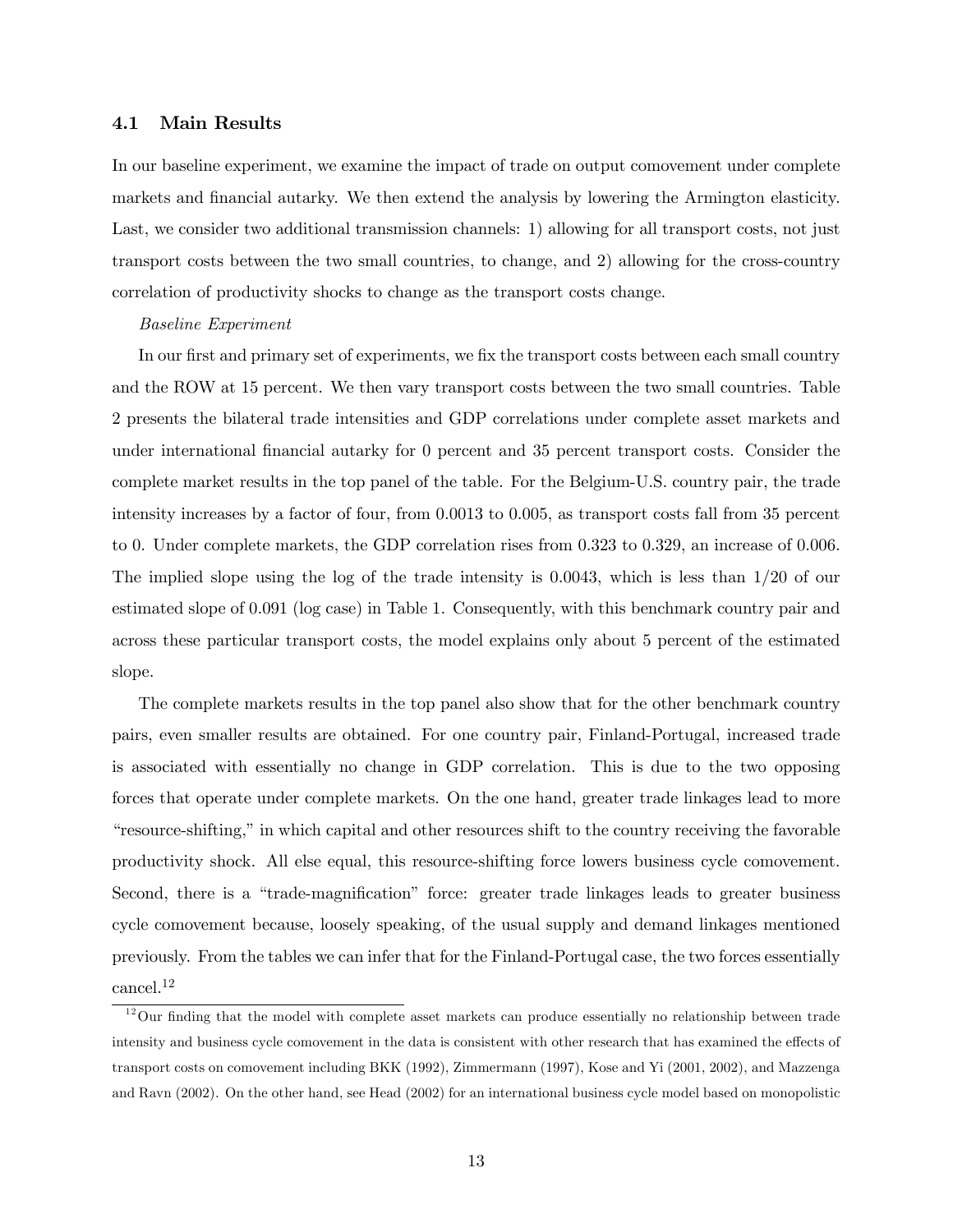### 4.1 Main Results

In our baseline experiment, we examine the impact of trade on output comovement under complete markets and financial autarky. We then extend the analysis by lowering the Armington elasticity. Last, we consider two additional transmission channels: 1) allowing for all transport costs, not just transport costs between the two small countries, to change, and 2) allowing for the cross-country correlation of productivity shocks to change as the transport costs change.

*Baseline Experiment*

In our first and primary set of experiments, we fix the transport costs between each small country and the ROW at 15 percent. We then vary transport costs between the two small countries. Table 2 presents the bilateral trade intensities and GDP correlations under complete asset markets and under international financial autarky for 0 percent and 35 percent transport costs. Consider the complete market results in the top panel of the table. For the Belgium-U.S. country pair, the trade intensity increases by a factor of four, from 0.0013 to 0.005, as transport costs fall from 35 percent to 0. Under complete markets, the GDP correlation rises from 0.323 to 0.329, an increase of 0.006. The implied slope using the log of the trade intensity is 0.0043, which is less than 1/20 of our estimated slope of 0.091 (log case) in Table 1. Consequently, with this benchmark country pair and across these particular transport costs, the model explains only about 5 percent of the estimated slope.

The complete markets results in the top panel also show that for the other benchmark country pairs, even smaller results are obtained. For one country pair, Finland-Portugal, increased trade is associated with essentially no change in GDP correlation. This is due to the two opposing forces that operate under complete markets. On the one hand, greater trade linkages lead to more "resource-shifting," in which capital and other resources shift to the country receiving the favorable productivity shock. All else equal, this resource-shifting force lowers business cycle comovement. Second, there is a "trade-magnification" force: greater trade linkages leads to greater business cycle comovement because, loosely speaking, of the usual supply and demand linkages mentioned previously. From the tables we can infer that for the Finland-Portugal case, the two forces essentially cancel.[12]

[12] Our finding that the model with complete asset markets can produce essentially no relationship between trade intensity and business cycle comovement in the data is consistent with other research that has examined the effects of transport costs on comovement including BKK (1992), Zimmermann (1997), Kose and Yi (2001, 2002), and Mazzenga and Ravn (2002). On the other hand, see Head (2002) for an international business cycle model based on monopolistic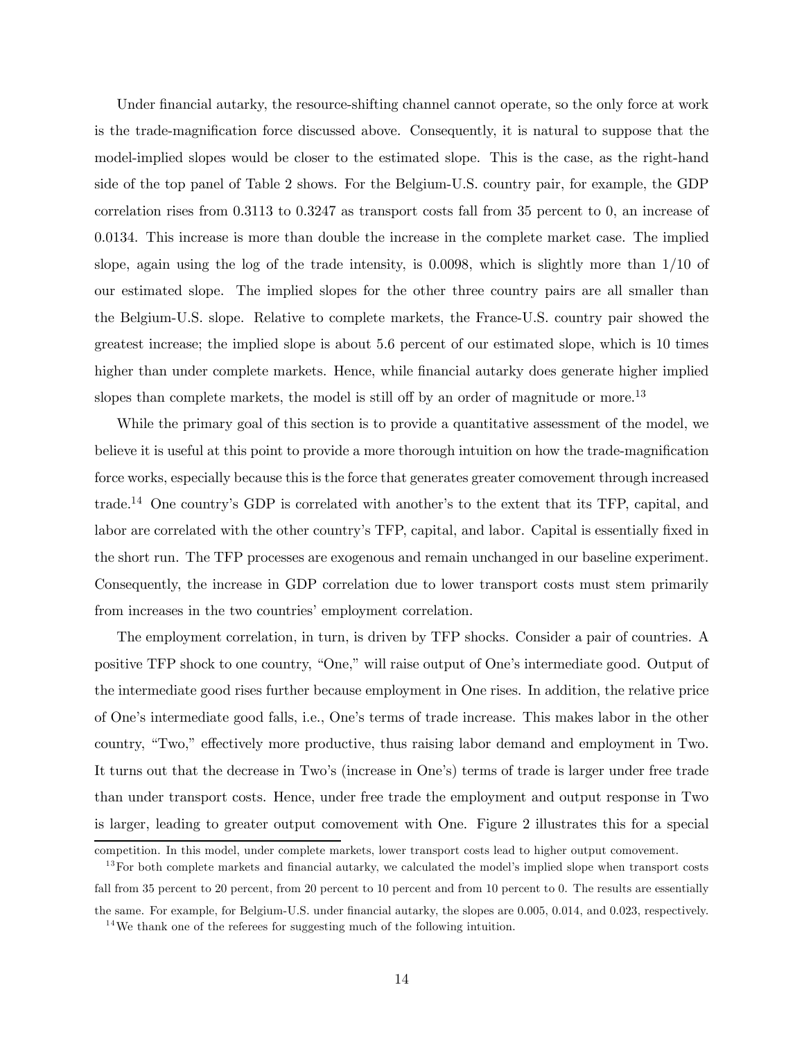Under financial autarky, the resource-shifting channel cannot operate, so the only force at work is the trade-magnification force discussed above. Consequently, it is natural to suppose that the model-implied slopes would be closer to the estimated slope. This is the case, as the right-hand side of the top panel of Table 2 shows. For the Belgium-U.S. country pair, for example, the GDP correlation rises from 0.3113 to 0.3247 as transport costs fall from 35 percent to 0, an increase of 0.0134. This increase is more than double the increase in the complete market case. The implied slope, again using the log of the trade intensity, is 0.0098, which is slightly more than 1/10 of our estimated slope. The implied slopes for the other three country pairs are all smaller than the Belgium-U.S. slope. Relative to complete markets, the France-U.S. country pair showed the greatest increase; the implied slope is about 5.6 percent of our estimated slope, which is 10 times higher than under complete markets. Hence, while financial autarky does generate higher implied slopes than complete markets, the model is still off by an order of magnitude or more.[13]

While the primary goal of this section is to provide a quantitative assessment of the model, we believe it is useful at this point to provide a more thorough intuition on how the trade-magnification force works, especially because this is the force that generates greater comovement through increased trade.[14] One country's GDP is correlated with another's to the extent that its TFP, capital, and labor are correlated with the other country's TFP, capital, and labor. Capital is essentially fixed in the short run. The TFP processes are exogenous and remain unchanged in our baseline experiment. Consequently, the increase in GDP correlation due to lower transport costs must stem primarily from increases in the two countries' employment correlation.

The employment correlation, in turn, is driven by TFP shocks. Consider a pair of countries. A positive TFP shock to one country, "One," will raise output of One's intermediate good. Output of the intermediate good rises further because employment in One rises. In addition, the relative price of One's intermediate good falls, i.e., One's terms of trade increase. This makes labor in the other country, "Two," effectively more productive, thus raising labor demand and employment in Two. It turns out that the decrease in Two's (increase in One's) terms of trade is larger under free trade than under transport costs. Hence, under free trade the employment and output response in Two is larger, leading to greater output comovement with One. Figure 2 illustrates this for a special

competition. In this model, under complete markets, lower transport costs lead to higher output comovement.

[13] For both complete markets and financial autarky, we calculated the model's implied slope when transport costs fall from 35 percent to 20 percent, from 20 percent to 10 percent and from 10 percent to 0. The results are essentially the same. For example, for Belgium-U.S. under financial autarky, the slopes are 0.005, 0.014, and 0.023, respectively.

[14] We thank one of the referees for suggesting much of the following intuition.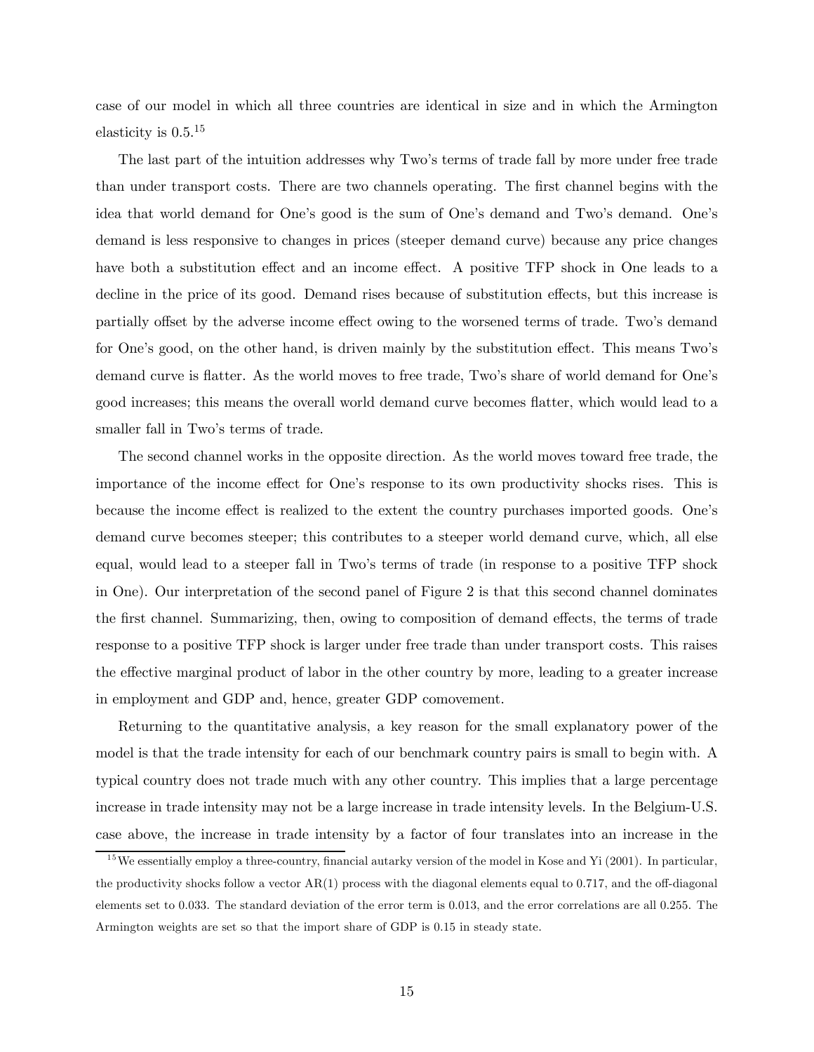case of our model in which all three countries are identical in size and in which the Armington elasticity is 0.5.[15]

The last part of the intuition addresses why Two's terms of trade fall by more under free trade than under transport costs. There are two channels operating. The first channel begins with the idea that world demand for One's good is the sum of One's demand and Two's demand. One's demand is less responsive to changes in prices (steeper demand curve) because any price changes have both a substitution effect and an income effect. A positive TFP shock in One leads to a decline in the price of its good. Demand rises because of substitution effects, but this increase is partially offset by the adverse income effect owing to the worsened terms of trade. Two's demand for One's good, on the other hand, is driven mainly by the substitution effect. This means Two's demand curve is flatter. As the world moves to free trade, Two's share of world demand for One's good increases; this means the overall world demand curve becomes flatter, which would lead to a smaller fall in Two's terms of trade.

The second channel works in the opposite direction. As the world moves toward free trade, the importance of the income effect for One's response to its own productivity shocks rises. This is because the income effect is realized to the extent the country purchases imported goods. One's demand curve becomes steeper; this contributes to a steeper world demand curve, which, all else equal, would lead to a steeper fall in Two's terms of trade (in response to a positive TFP shock in One). Our interpretation of the second panel of Figure 2 is that this second channel dominates the first channel. Summarizing, then, owing to composition of demand effects, the terms of trade response to a positive TFP shock is larger under free trade than under transport costs. This raises the effective marginal product of labor in the other country by more, leading to a greater increase in employment and GDP and, hence, greater GDP comovement.

Returning to the quantitative analysis, a key reason for the small explanatory power of the model is that the trade intensity for each of our benchmark country pairs is small to begin with. A typical country does not trade much with any other country. This implies that a large percentage increase in trade intensity may not be a large increase in trade intensity levels. In the Belgium-U.S. case above, the increase in trade intensity by a factor of four translates into an increase in the

[15] We essentially employ a three-country, financial autarky version of the model in Kose and Yi (2001). In particular, the productivity shocks follow a vector AR(1) process with the diagonal elements equal to 0.717, and the off-diagonal elements set to 0.033. The standard deviation of the error term is 0.013, and the error correlations are all 0.255. The Armington weights are set so that the import share of GDP is 0.15 in steady state.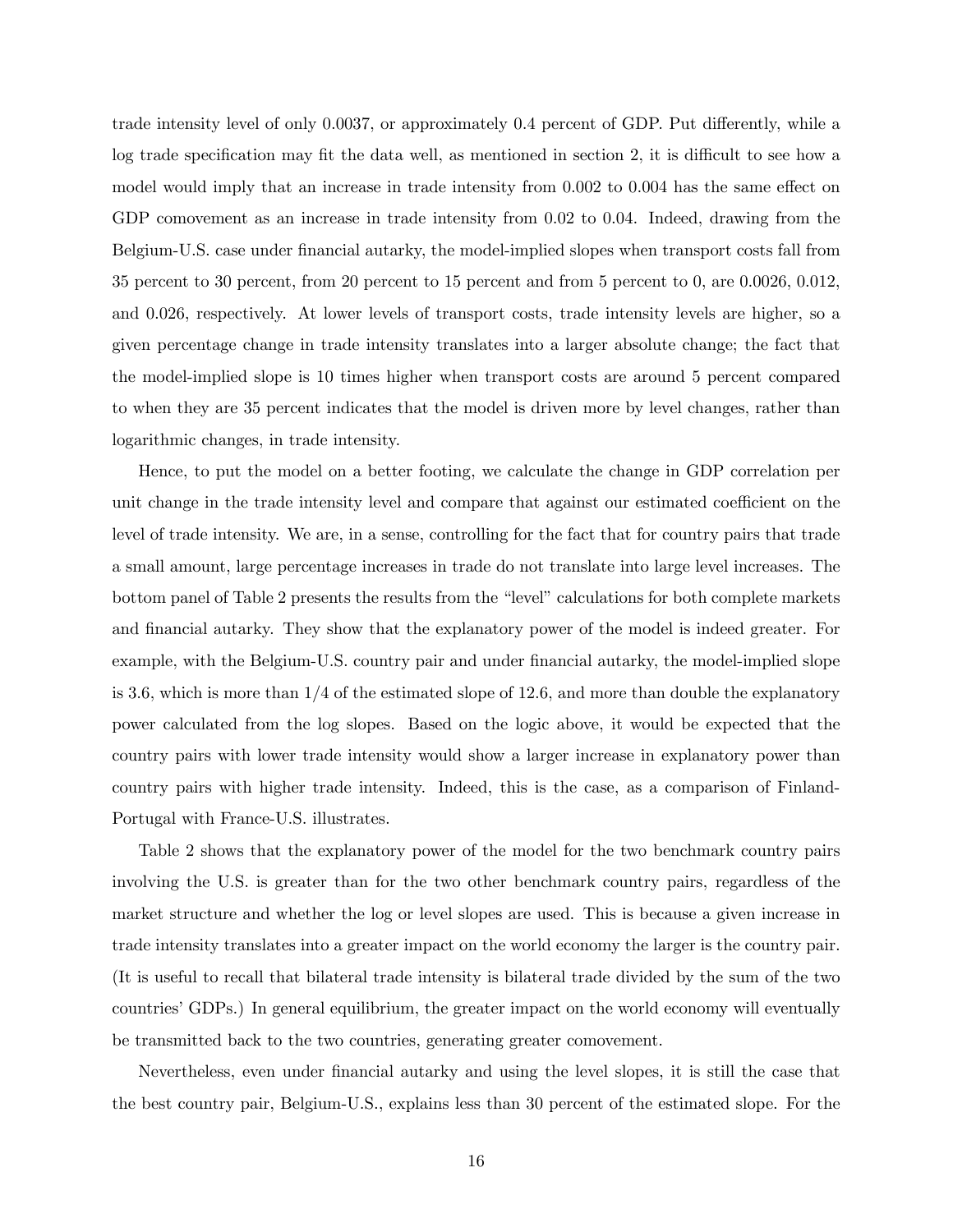trade intensity level of only 0.0037, or approximately 0.4 percent of GDP. Put differently, while a log trade specification may fit the data well, as mentioned in section 2, it is difficult to see how a model would imply that an increase in trade intensity from 0.002 to 0.004 has the same effect on GDP comovement as an increase in trade intensity from 0.02 to 0.04. Indeed, drawing from the Belgium-U.S. case under financial autarky, the model-implied slopes when transport costs fall from 35 percent to 30 percent, from 20 percent to 15 percent and from 5 percent to 0, are 0.0026, 0.012, and 0.026, respectively. At lower levels of transport costs, trade intensity levels are higher, so a given percentage change in trade intensity translates into a larger absolute change; the fact that the model-implied slope is 10 times higher when transport costs are around 5 percent compared to when they are 35 percent indicates that the model is driven more by level changes, rather than logarithmic changes, in trade intensity.

Hence, to put the model on a better footing, we calculate the change in GDP correlation per unit change in the trade intensity level and compare that against our estimated coefficient on the level of trade intensity. We are, in a sense, controlling for the fact that for country pairs that trade a small amount, large percentage increases in trade do not translate into large level increases. The bottom panel of Table 2 presents the results from the "level" calculations for both complete markets and financial autarky. They show that the explanatory power of the model is indeed greater. For example, with the Belgium-U.S. country pair and under financial autarky, the model-implied slope is 3.6, which is more than 1/4 of the estimated slope of 12.6, and more than double the explanatory power calculated from the log slopes. Based on the logic above, it would be expected that the country pairs with lower trade intensity would show a larger increase in explanatory power than country pairs with higher trade intensity. Indeed, this is the case, as a comparison of Finland-Portugal with France-U.S. illustrates.

Table 2 shows that the explanatory power of the model for the two benchmark country pairs involving the U.S. is greater than for the two other benchmark country pairs, regardless of the market structure and whether the log or level slopes are used. This is because a given increase in trade intensity translates into a greater impact on the world economy the larger is the country pair. (It is useful to recall that bilateral trade intensity is bilateral trade divided by the sum of the two countries' GDPs.) In general equilibrium, the greater impact on the world economy will eventually be transmitted back to the two countries, generating greater comovement.

Nevertheless, even under financial autarky and using the level slopes, it is still the case that the best country pair, Belgium-U.S., explains less than 30 percent of the estimated slope. For the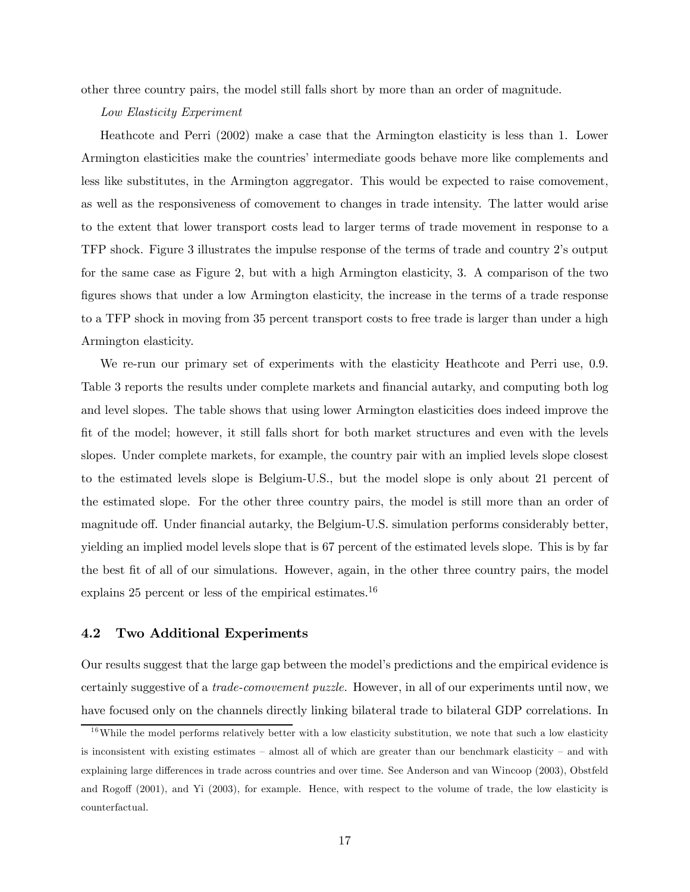other three country pairs, the model still falls short by more than an order of magnitude.

*Low Elasticity Experiment*

Heathcote and Perri (2002) make a case that the Armington elasticity is less than 1. Lower Armington elasticities make the countries' intermediate goods behave more like complements and less like substitutes, in the Armington aggregator. This would be expected to raise comovement, as well as the responsiveness of comovement to changes in trade intensity. The latter would arise to the extent that lower transport costs lead to larger terms of trade movement in response to a TFP shock. Figure 3 illustrates the impulse response of the terms of trade and country 2's output for the same case as Figure 2, but with a high Armington elasticity, 3. A comparison of the two figures shows that under a low Armington elasticity, the increase in the terms of a trade response to a TFP shock in moving from 35 percent transport costs to free trade is larger than under a high Armington elasticity.

We re-run our primary set of experiments with the elasticity Heathcote and Perri use, 0.9. Table 3 reports the results under complete markets and financial autarky, and computing both log and level slopes. The table shows that using lower Armington elasticities does indeed improve the fit of the model; however, it still falls short for both market structures and even with the levels slopes. Under complete markets, for example, the country pair with an implied levels slope closest to the estimated levels slope is Belgium-U.S., but the model slope is only about 21 percent of the estimated slope. For the other three country pairs, the model is still more than an order of magnitude off. Under financial autarky, the Belgium-U.S. simulation performs considerably better, yielding an implied model levels slope that is 67 percent of the estimated levels slope. This is by far the best fit of all of our simulations. However, again, in the other three country pairs, the model explains 25 percent or less of the empirical estimates.[16]

### 4.2 Two Additional Experiments

Our results suggest that the large gap between the model's predictions and the empirical evidence is certainly suggestive of a *trade-comovement puzzle.* However, in all of our experiments until now, we have focused only on the channels directly linking bilateral trade to bilateral GDP correlations. In

[16] While the model performs relatively better with a low elasticity substitution, we note that such a low elasticity is inconsistent with existing estimates – almost all of which are greater than our benchmark elasticity – and with explaining large differences in trade across countries and over time. See Anderson and van Wincoop (2003), Obstfeld and Rogoff (2001), and Yi (2003), for example. Hence, with respect to the volume of trade, the low elasticity is counterfactual.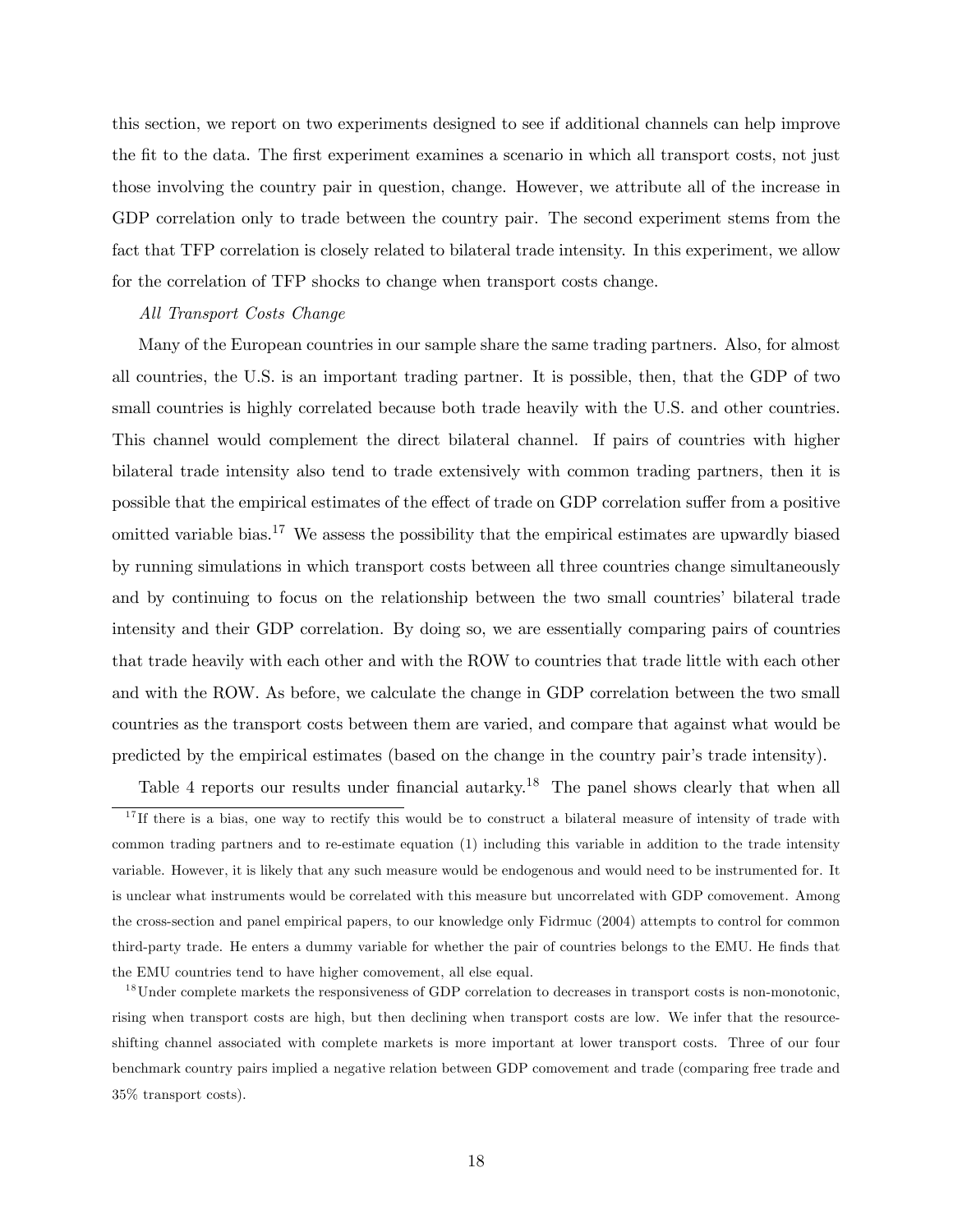this section, we report on two experiments designed to see if additional channels can help improve the fit to the data. The first experiment examines a scenario in which all transport costs, not just those involving the country pair in question, change. However, we attribute all of the increase in GDP correlation only to trade between the country pair. The second experiment stems from the fact that TFP correlation is closely related to bilateral trade intensity. In this experiment, we allow for the correlation of TFP shocks to change when transport costs change.

*All Transport Costs Change*

Many of the European countries in our sample share the same trading partners. Also, for almost all countries, the U.S. is an important trading partner. It is possible, then, that the GDP of two small countries is highly correlated because both trade heavily with the U.S. and other countries. This channel would complement the direct bilateral channel. If pairs of countries with higher bilateral trade intensity also tend to trade extensively with common trading partners, then it is possible that the empirical estimates of the effect of trade on GDP correlation suffer from a positive omitted variable bias.[17] We assess the possibility that the empirical estimates are upwardly biased by running simulations in which transport costs between all three countries change simultaneously and by continuing to focus on the relationship between the two small countries' bilateral trade intensity and their GDP correlation. By doing so, we are essentially comparing pairs of countries that trade heavily with each other and with the ROW to countries that trade little with each other and with the ROW. As before, we calculate the change in GDP correlation between the two small countries as the transport costs between them are varied, and compare that against what would be predicted by the empirical estimates (based on the change in the country pair's trade intensity).

Table 4 reports our results under financial autarky.[18] The panel shows clearly that when all

[17] If there is a bias, one way to rectify this would be to construct a bilateral measure of intensity of trade with common trading partners and to re-estimate equation (1) including this variable in addition to the trade intensity variable. However, it is likely that any such measure would be endogenous and would need to be instrumented for. It is unclear what instruments would be correlated with this measure but uncorrelated with GDP comovement. Among the cross-section and panel empirical papers, to our knowledge only Fidrmuc (2004) attempts to control for common third-party trade. He enters a dummy variable for whether the pair of countries belongs to the EMU. He finds that the EMU countries tend to have higher comovement, all else equal.

[18] Under complete markets the responsiveness of GDP correlation to decreases in transport costs is non-monotonic, rising when transport costs are high, but then declining when transport costs are low. We infer that the resource-shifting channel associated with complete markets is more important at lower transport costs. Three of our four benchmark country pairs implied a negative relation between GDP comovement and trade (comparing free trade and 35% transport costs).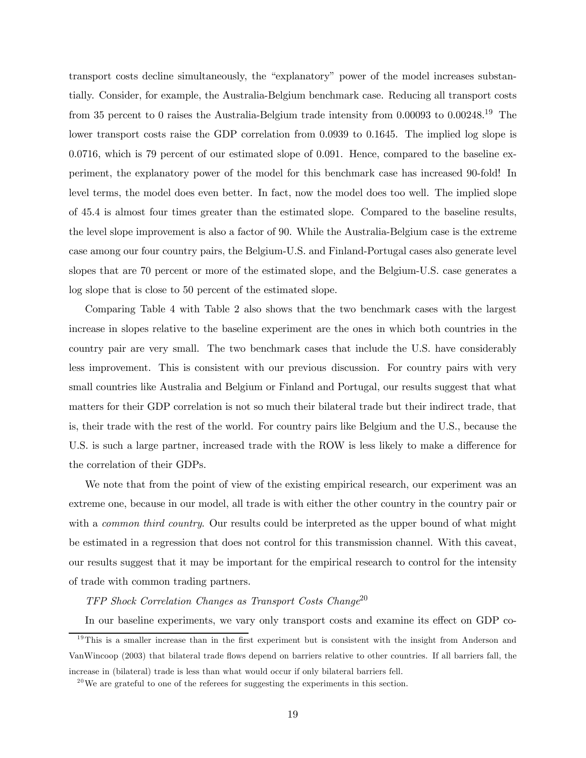transport costs decline simultaneously, the "explanatory" power of the model increases substantially. Consider, for example, the Australia-Belgium benchmark case. Reducing all transport costs from 35 percent to 0 raises the Australia-Belgium trade intensity from 0.00093 to 0.00248.[19] The lower transport costs raise the GDP correlation from 0.0939 to 0.1645. The implied log slope is 0.0716, which is 79 percent of our estimated slope of 0.091. Hence, compared to the baseline experiment, the explanatory power of the model for this benchmark case has increased 90-fold! In level terms, the model does even better. In fact, now the model does too well. The implied slope of 45.4 is almost four times greater than the estimated slope. Compared to the baseline results, the level slope improvement is also a factor of 90. While the Australia-Belgium case is the extreme case among our four country pairs, the Belgium-U.S. and Finland-Portugal cases also generate level slopes that are 70 percent or more of the estimated slope, and the Belgium-U.S. case generates a log slope that is close to 50 percent of the estimated slope.

Comparing Table 4 with Table 2 also shows that the two benchmark cases with the largest increase in slopes relative to the baseline experiment are the ones in which both countries in the country pair are very small. The two benchmark cases that include the U.S. have considerably less improvement. This is consistent with our previous discussion. For country pairs with very small countries like Australia and Belgium or Finland and Portugal, our results suggest that what matters for their GDP correlation is not so much their bilateral trade but their indirect trade, that is, their trade with the rest of the world. For country pairs like Belgium and the U.S., because the U.S. is such a large partner, increased trade with the ROW is less likely to make a difference for the correlation of their GDPs.

We note that from the point of view of the existing empirical research, our experiment was an extreme one, because in our model, all trade is with either the other country in the country pair or with a *common third country*. Our results could be interpreted as the upper bound of what might be estimated in a regression that does not control for this transmission channel. With this caveat, our results suggest that it may be important for the empirical research to control for the intensity of trade with common trading partners.

*TFP Shock Correlation Changes as Transport Costs Change*[20]

In our baseline experiments, we vary only transport costs and examine its effect on GDP co-

[19] This is a smaller increase than in the first experiment but is consistent with the insight from Anderson and VanWincoop (2003) that bilateral trade flows depend on barriers relative to other countries. If all barriers fall, the increase in (bilateral) trade is less than what would occur if only bilateral barriers fell.

[20] We are grateful to one of the referees for suggesting the experiments in this section.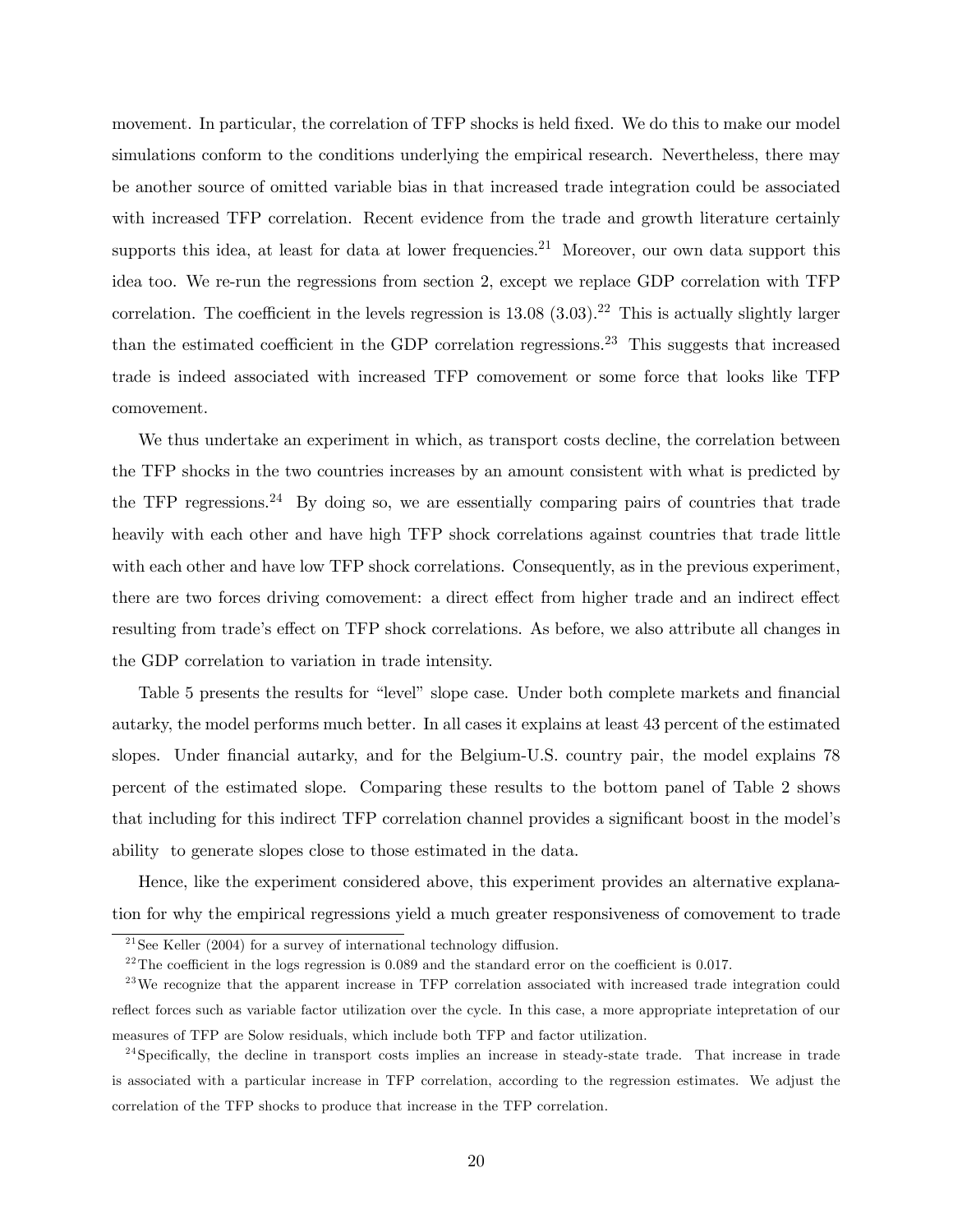movement. In particular, the correlation of TFP shocks is held fixed. We do this to make our model simulations conform to the conditions underlying the empirical research. Nevertheless, there may be another source of omitted variable bias in that increased trade integration could be associated with increased TFP correlation. Recent evidence from the trade and growth literature certainly supports this idea, at least for data at lower frequencies.[21] Moreover, our own data support this idea too. We re-run the regressions from section 2, except we replace GDP correlation with TFP correlation. The coefficient in the levels regression is 13.08 (3.03).[22] This is actually slightly larger than the estimated coefficient in the GDP correlation regressions.[23] This suggests that increased trade is indeed associated with increased TFP comovement or some force that looks like TFP comovement.

We thus undertake an experiment in which, as transport costs decline, the correlation between the TFP shocks in the two countries increases by an amount consistent with what is predicted by the TFP regressions.[24] By doing so, we are essentially comparing pairs of countries that trade heavily with each other and have high TFP shock correlations against countries that trade little with each other and have low TFP shock correlations. Consequently, as in the previous experiment, there are two forces driving comovement: a direct effect from higher trade and an indirect effect resulting from trade's effect on TFP shock correlations. As before, we also attribute all changes in the GDP correlation to variation in trade intensity.

Table 5 presents the results for "level" slope case. Under both complete markets and financial autarky, the model performs much better. In all cases it explains at least 43 percent of the estimated slopes. Under financial autarky, and for the Belgium-U.S. country pair, the model explains 78 percent of the estimated slope. Comparing these results to the bottom panel of Table 2 shows that including for this indirect TFP correlation channel provides a significant boost in the model's ability to generate slopes close to those estimated in the data.

Hence, like the experiment considered above, this experiment provides an alternative explanation for why the empirical regressions yield a much greater responsiveness of comovement to trade

[21] See Keller (2004) for a survey of international technology diffusion.

[22] The coefficient in the logs regression is 0.089 and the standard error on the coefficient is 0.017.

[23] We recognize that the apparent increase in TFP correlation associated with increased trade integration could reflect forces such as variable factor utilization over the cycle. In this case, a more appropriate intepretation of our measures of TFP are Solow residuals, which include both TFP and factor utilization.

[24] Specifically, the decline in transport costs implies an increase in steady-state trade. That increase in trade is associated with a particular increase in TFP correlation, according to the regression estimates. We adjust the correlation of the TFP shocks to produce that increase in the TFP correlation.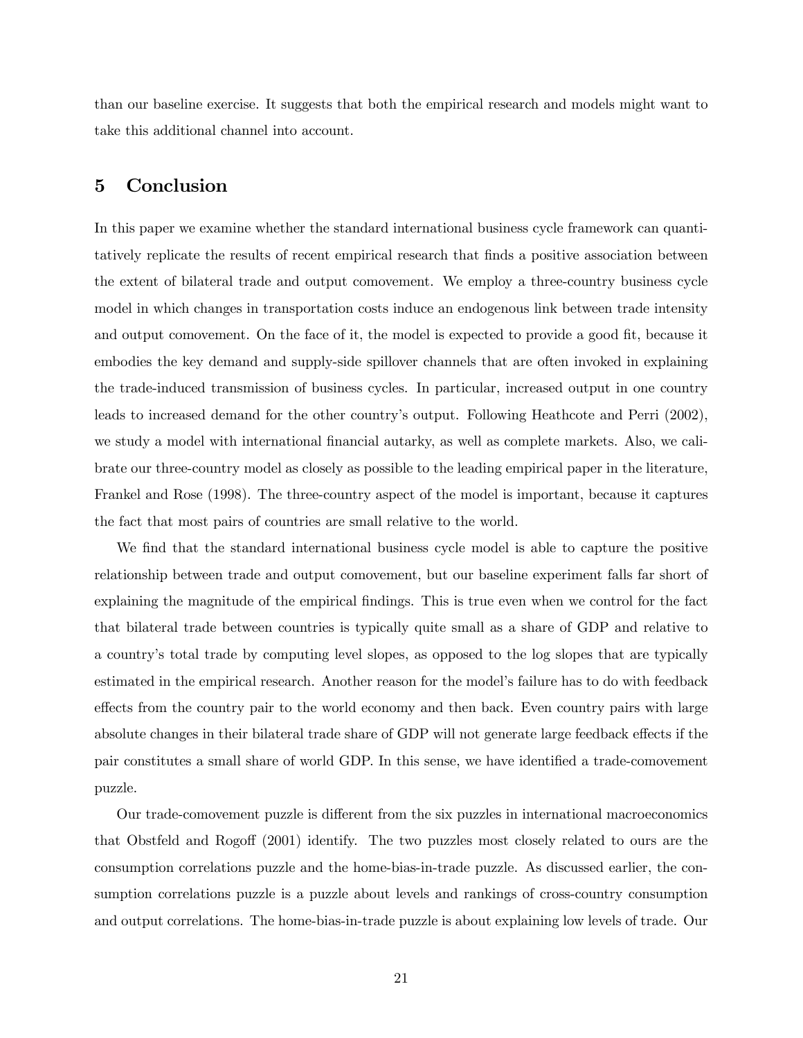than our baseline exercise. It suggests that both the empirical research and models might want to take this additional channel into account.

## 5 Conclusion

In this paper we examine whether the standard international business cycle framework can quantitatively replicate the results of recent empirical research that finds a positive association between the extent of bilateral trade and output comovement. We employ a three-country business cycle model in which changes in transportation costs induce an endogenous link between trade intensity and output comovement. On the face of it, the model is expected to provide a good fit, because it embodies the key demand and supply-side spillover channels that are often invoked in explaining the trade-induced transmission of business cycles. In particular, increased output in one country leads to increased demand for the other country's output. Following Heathcote and Perri (2002), we study a model with international financial autarky, as well as complete markets. Also, we calibrate our three-country model as closely as possible to the leading empirical paper in the literature, Frankel and Rose (1998). The three-country aspect of the model is important, because it captures the fact that most pairs of countries are small relative to the world.

We find that the standard international business cycle model is able to capture the positive relationship between trade and output comovement, but our baseline experiment falls far short of explaining the magnitude of the empirical findings. This is true even when we control for the fact that bilateral trade between countries is typically quite small as a share of GDP and relative to a country's total trade by computing level slopes, as opposed to the log slopes that are typically estimated in the empirical research. Another reason for the model's failure has to do with feedback effects from the country pair to the world economy and then back. Even country pairs with large absolute changes in their bilateral trade share of GDP will not generate large feedback effects if the pair constitutes a small share of world GDP. In this sense, we have identified a trade-comovement puzzle.

Our trade-comovement puzzle is different from the six puzzles in international macroeconomics that Obstfeld and Rogoff (2001) identify. The two puzzles most closely related to ours are the consumption correlations puzzle and the home-bias-in-trade puzzle. As discussed earlier, the consumption correlations puzzle is a puzzle about levels and rankings of cross-country consumption and output correlations. The home-bias-in-trade puzzle is about explaining low levels of trade. Our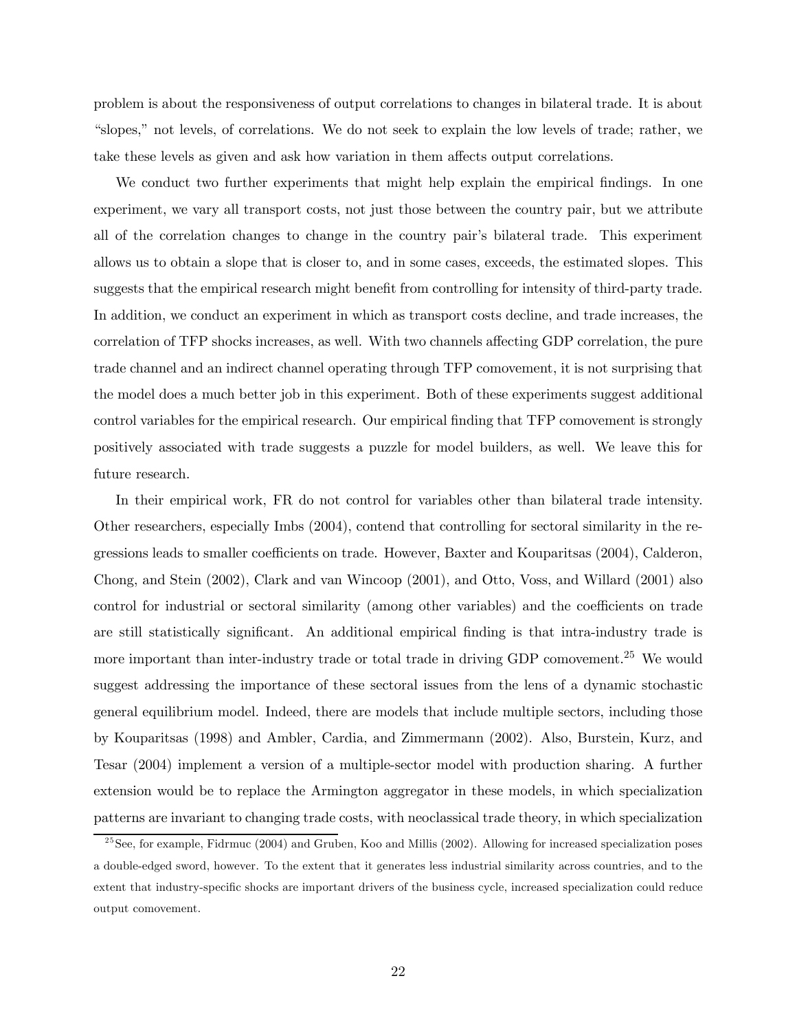problem is about the responsiveness of output correlations to changes in bilateral trade. It is about "slopes," not levels, of correlations. We do not seek to explain the low levels of trade; rather, we take these levels as given and ask how variation in them affects output correlations.

We conduct two further experiments that might help explain the empirical findings. In one experiment, we vary all transport costs, not just those between the country pair, but we attribute all of the correlation changes to change in the country pair's bilateral trade. This experiment allows us to obtain a slope that is closer to, and in some cases, exceeds, the estimated slopes. This suggests that the empirical research might benefit from controlling for intensity of third-party trade. In addition, we conduct an experiment in which as transport costs decline, and trade increases, the correlation of TFP shocks increases, as well. With two channels affecting GDP correlation, the pure trade channel and an indirect channel operating through TFP comovement, it is not surprising that the model does a much better job in this experiment. Both of these experiments suggest additional control variables for the empirical research. Our empirical finding that TFP comovement is strongly positively associated with trade suggests a puzzle for model builders, as well. We leave this for future research.

In their empirical work, FR do not control for variables other than bilateral trade intensity. Other researchers, especially Imbs (2004), contend that controlling for sectoral similarity in the regressions leads to smaller coefficients on trade. However, Baxter and Kouparitsas (2004), Calderon, Chong, and Stein (2002), Clark and van Wincoop (2001), and Otto, Voss, and Willard (2001) also control for industrial or sectoral similarity (among other variables) and the coefficients on trade are still statistically significant. An additional empirical finding is that intra-industry trade is more important than inter-industry trade or total trade in driving GDP comovement.[25] We would suggest addressing the importance of these sectoral issues from the lens of a dynamic stochastic general equilibrium model. Indeed, there are models that include multiple sectors, including those by Kouparitsas (1998) and Ambler, Cardia, and Zimmermann (2002). Also, Burstein, Kurz, and Tesar (2004) implement a version of a multiple-sector model with production sharing. A further extension would be to replace the Armington aggregator in these models, in which specialization patterns are invariant to changing trade costs, with neoclassical trade theory, in which specialization

[25] See, for example, Fidrmuc (2004) and Gruben, Koo and Millis (2002). Allowing for increased specialization poses a double-edged sword, however. To the extent that it generates less industrial similarity across countries, and to the extent that industry-specific shocks are important drivers of the business cycle, increased specialization could reduce output comovement.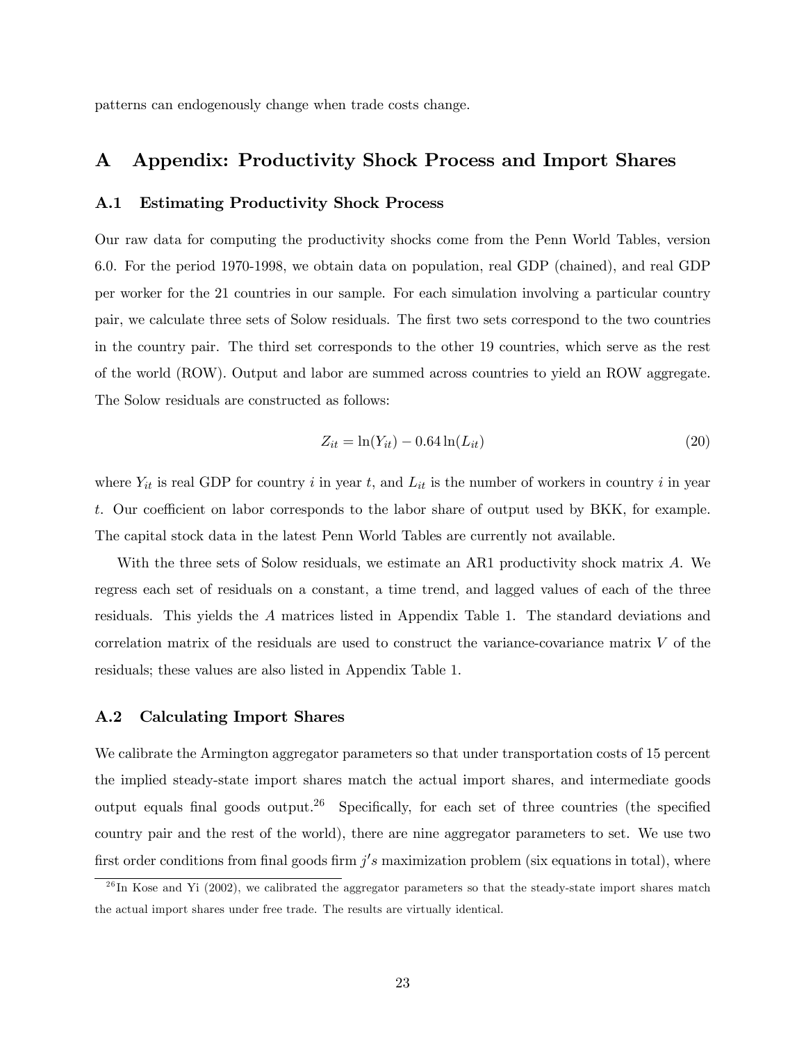patterns can endogenously change when trade costs change.

# A Appendix: Productivity Shock Process and Import Shares

## A.1 Estimating Productivity Shock Process

Our raw data for computing the productivity shocks come from the Penn World Tables, version 6.0. For the period 1970-1998, we obtain data on population, real GDP (chained), and real GDP per worker for the 21 countries in our sample. For each simulation involving a particular country pair, we calculate three sets of Solow residuals. The first two sets correspond to the two countries in the country pair. The third set corresponds to the other 19 countries, which serve as the rest of the world (ROW). Output and labor are summed across countries to yield an ROW aggregate. The Solow residuals are constructed as follows:

$$Z_{it} = \ln(Y_{it}) - 0.64 \ln(L_{it}) \tag{20}$$

where $Y_{it}$ is real GDP for country $i$ in year $t$, and $L_{it}$ is the number of workers in country $i$ in year $t$. Our coefficient on labor corresponds to the labor share of output used by BKK, for example. The capital stock data in the latest Penn World Tables are currently not available.

With the three sets of Solow residuals, we estimate an AR1 productivity shock matrix $A$. We regress each set of residuals on a constant, a time trend, and lagged values of each of the three residuals. This yields the $A$ matrices listed in Appendix Table 1. The standard deviations and correlation matrix of the residuals are used to construct the variance-covariance matrix $V$ of the residuals; these values are also listed in Appendix Table 1.

## A.2 Calculating Import Shares

We calibrate the Armington aggregator parameters so that under transportation costs of 15 percent the implied steady-state import shares match the actual import shares, and intermediate goods output equals final goods output.[26] Specifically, for each set of three countries (the specified country pair and the rest of the world), there are nine aggregator parameters to set. We use two first order conditions from final goods firm $j's$ maximization problem (six equations in total), where

[26] In Kose and Yi (2002), we calibrated the aggregator parameters so that the steady-state import shares match the actual import shares under free trade. The results are virtually identical.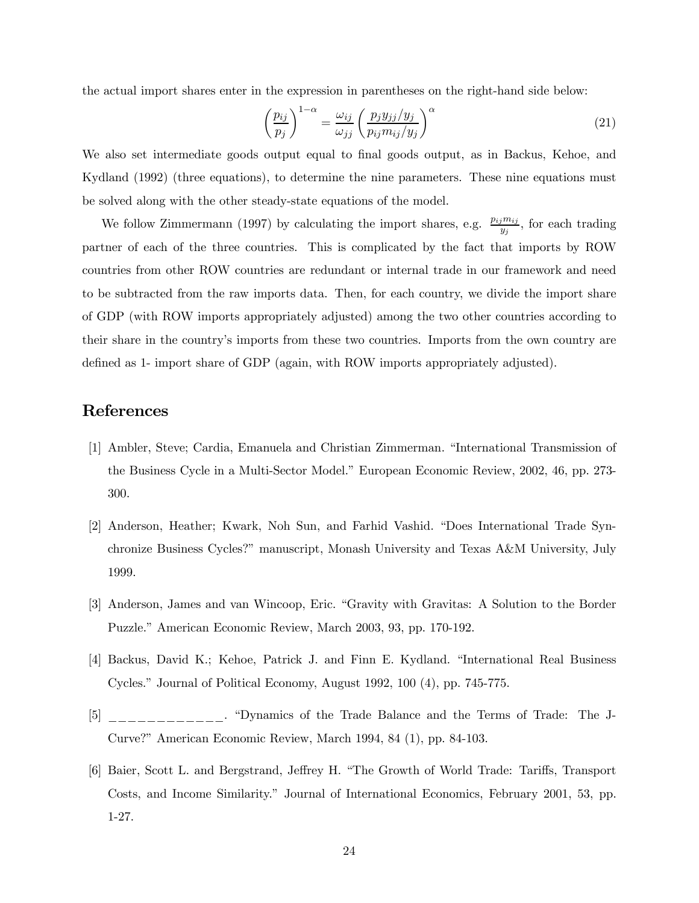the actual import shares enter in the expression in parentheses on the right-hand side below:

$$\left(\frac{p_{ij}}{p_j}\right)^{1-\alpha} = \frac{\omega_{ij}}{\omega_{jj}} \left(\frac{p_j y_{jj}/y_j}{p_{ij} m_{ij}/y_j}\right)^{\alpha} \tag{21}$$

We also set intermediate goods output equal to final goods output, as in Backus, Kehoe, and Kydland (1992) (three equations), to determine the nine parameters. These nine equations must be solved along with the other steady-state equations of the model.

We follow Zimmermann (1997) by calculating the import shares, e.g. $\frac{p_{ij} m_{ij}}{y_j}$, for each trading partner of each of the three countries. This is complicated by the fact that imports by ROW countries from other ROW countries are redundant or internal trade in our framework and need to be subtracted from the raw imports data. Then, for each country, we divide the import share of GDP (with ROW imports appropriately adjusted) among the two other countries according to their share in the country's imports from these two countries. Imports from the own country are defined as 1- import share of GDP (again, with ROW imports appropriately adjusted).

## References

[1] Ambler, Steve; Cardia, Emanuela and Christian Zimmerman. "International Transmission of the Business Cycle in a Multi-Sector Model." European Economic Review, 2002, 46, pp. 273-300.

[2] Anderson, Heather; Kwark, Noh Sun, and Farhid Vashid. "Does International Trade Synchronize Business Cycles?" manuscript, Monash University and Texas A&M University, July 1999.

[3] Anderson, James and van Wincoop, Eric. "Gravity with Gravitas: A Solution to the Border Puzzle." American Economic Review, March 2003, 93, pp. 170-192.

[4] Backus, David K.; Kehoe, Patrick J. and Finn E. Kydland. "International Real Business Cycles." Journal of Political Economy, August 1992, 100 (4), pp. 745-775.

[5] _____________. "Dynamics of the Trade Balance and the Terms of Trade: The J-Curve?" American Economic Review, March 1994, 84 (1), pp. 84-103.

[6] Baier, Scott L. and Bergstrand, Jeffrey H. "The Growth of World Trade: Tariffs, Transport Costs, and Income Similarity." Journal of International Economics, February 2001, 53, pp. 1-27.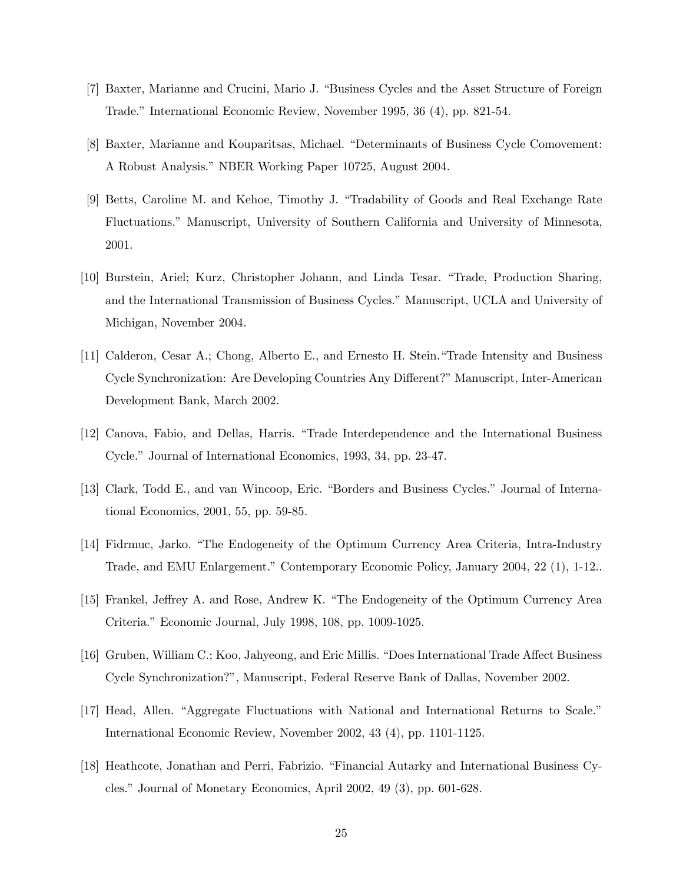[7] Baxter, Marianne and Crucini, Mario J. "Business Cycles and the Asset Structure of Foreign Trade." International Economic Review, November 1995, 36 (4), pp. 821-54.

[8] Baxter, Marianne and Kouparitsas, Michael. "Determinants of Business Cycle Comovement: A Robust Analysis." NBER Working Paper 10725, August 2004.

[9] Betts, Caroline M. and Kehoe, Timothy J. "Tradability of Goods and Real Exchange Rate Fluctuations." Manuscript, University of Southern California and University of Minnesota, 2001.

[10] Burstein, Ariel; Kurz, Christopher Johann, and Linda Tesar. "Trade, Production Sharing, and the International Transmission of Business Cycles." Manuscript, UCLA and University of Michigan, November 2004.

[11] Calderon, Cesar A.; Chong, Alberto E., and Ernesto H. Stein."Trade Intensity and Business Cycle Synchronization: Are Developing Countries Any Different?" Manuscript, Inter-American Development Bank, March 2002.

[12] Canova, Fabio, and Dellas, Harris. "Trade Interdependence and the International Business Cycle." Journal of International Economics, 1993, 34, pp. 23-47.

[13] Clark, Todd E., and van Wincoop, Eric. "Borders and Business Cycles." Journal of International Economics, 2001, 55, pp. 59-85.

[14] Fidrmuc, Jarko. "The Endogeneity of the Optimum Currency Area Criteria, Intra-Industry Trade, and EMU Enlargement." Contemporary Economic Policy, January 2004, 22 (1), 1-12..

[15] Frankel, Jeffrey A. and Rose, Andrew K. "The Endogeneity of the Optimum Currency Area Criteria." Economic Journal, July 1998, 108, pp. 1009-1025.

[16] Gruben, William C.; Koo, Jahyeong, and Eric Millis. "Does International Trade Affect Business Cycle Synchronization?", Manuscript, Federal Reserve Bank of Dallas, November 2002.

[17] Head, Allen. "Aggregate Fluctuations with National and International Returns to Scale." International Economic Review, November 2002, 43 (4), pp. 1101-1125.

[18] Heathcote, Jonathan and Perri, Fabrizio. "Financial Autarky and International Business Cycles." Journal of Monetary Economics, April 2002, 49 (3), pp. 601-628.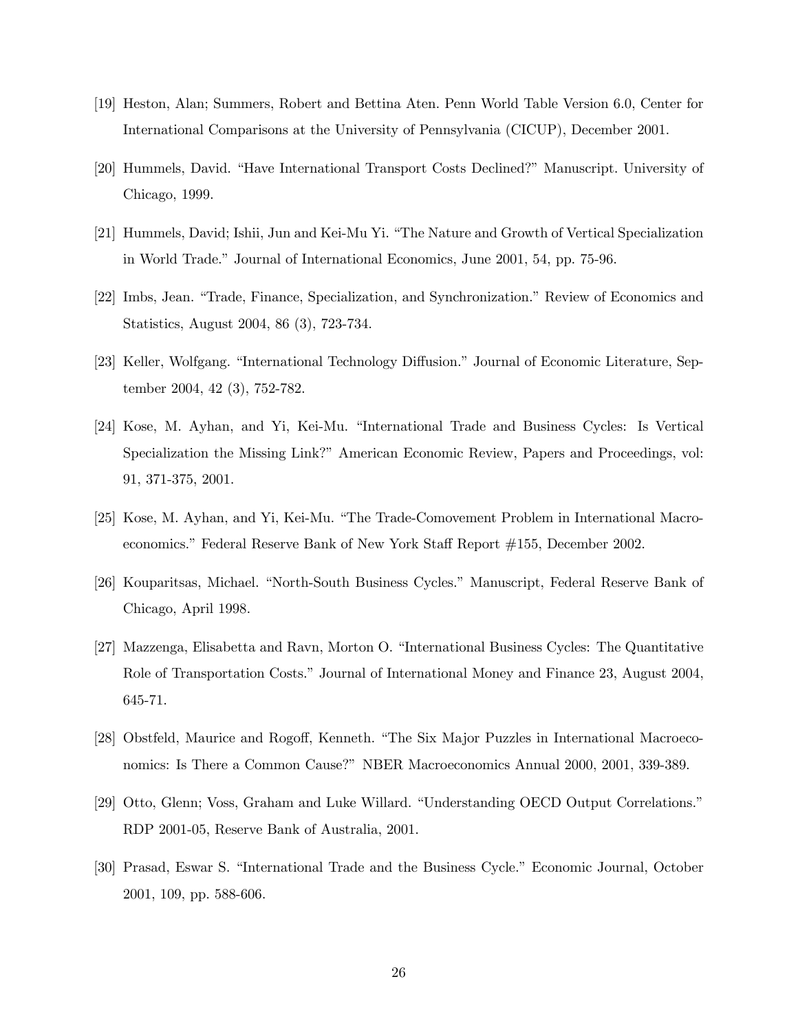[19] Heston, Alan; Summers, Robert and Bettina Aten. Penn World Table Version 6.0, Center for International Comparisons at the University of Pennsylvania (CICUP), December 2001.

[20] Hummels, David. "Have International Transport Costs Declined?" Manuscript. University of Chicago, 1999.

[21] Hummels, David; Ishii, Jun and Kei-Mu Yi. "The Nature and Growth of Vertical Specialization in World Trade." Journal of International Economics, June 2001, 54, pp. 75-96.

[22] Imbs, Jean. "Trade, Finance, Specialization, and Synchronization." Review of Economics and Statistics, August 2004, 86 (3), 723-734.

[23] Keller, Wolfgang. "International Technology Diffusion." Journal of Economic Literature, September 2004, 42 (3), 752-782.

[24] Kose, M. Ayhan, and Yi, Kei-Mu. "International Trade and Business Cycles: Is Vertical Specialization the Missing Link?" American Economic Review, Papers and Proceedings, vol: 91, 371-375, 2001.

[25] Kose, M. Ayhan, and Yi, Kei-Mu. "The Trade-Comovement Problem in International Macroeconomics." Federal Reserve Bank of New York Staff Report #155, December 2002.

[26] Kouparitsas, Michael. "North-South Business Cycles." Manuscript, Federal Reserve Bank of Chicago, April 1998.

[27] Mazzenga, Elisabetta and Ravn, Morton O. "International Business Cycles: The Quantitative Role of Transportation Costs." Journal of International Money and Finance 23, August 2004, 645-71.

[28] Obstfeld, Maurice and Rogoff, Kenneth. "The Six Major Puzzles in International Macroeconomics: Is There a Common Cause?" NBER Macroeconomics Annual 2000, 2001, 339-389.

[29] Otto, Glenn; Voss, Graham and Luke Willard. "Understanding OECD Output Correlations." RDP 2001-05, Reserve Bank of Australia, 2001.

[30] Prasad, Eswar S. "International Trade and the Business Cycle." Economic Journal, October 2001, 109, pp. 588-606.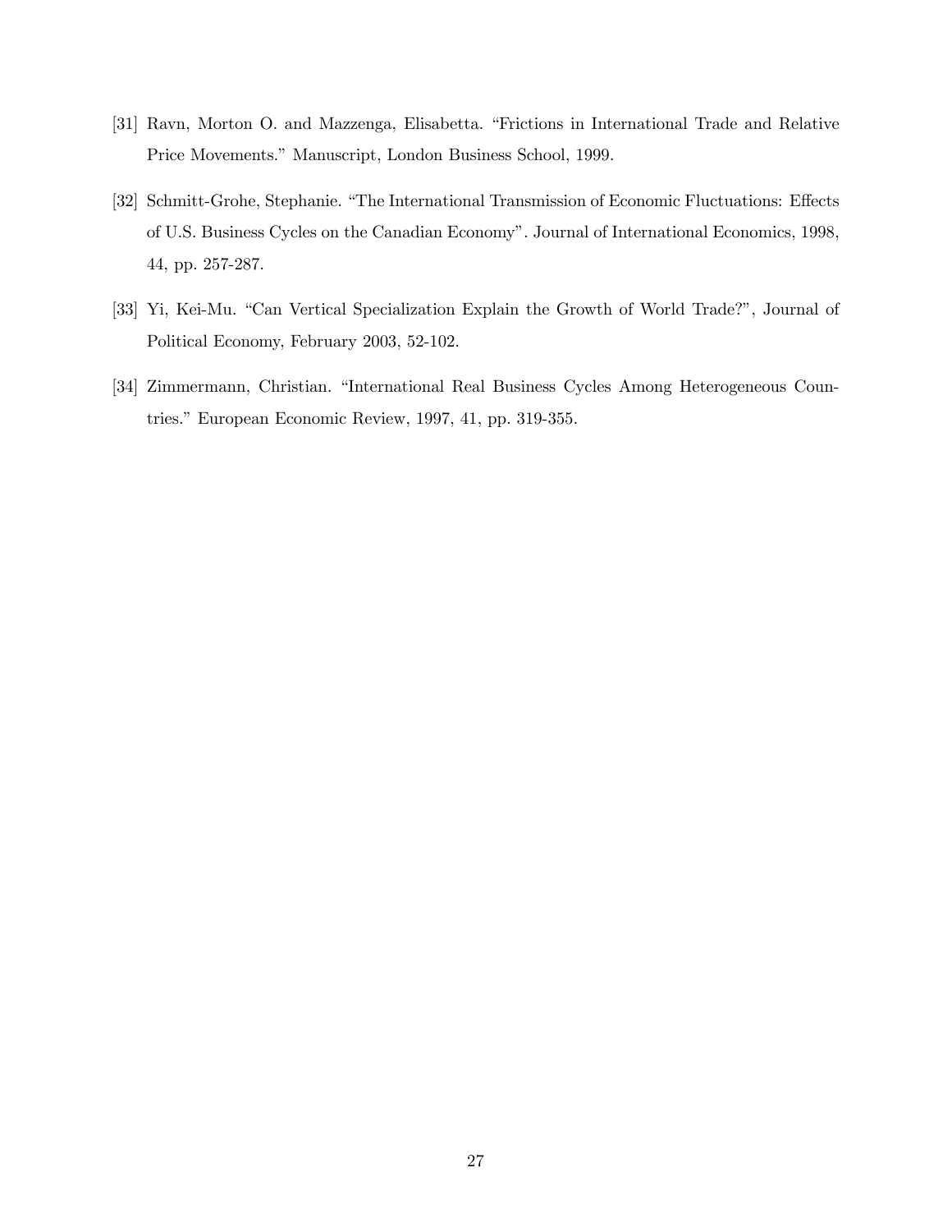[31] Ravn, Morton O. and Mazzenga, Elisabetta. "Frictions in International Trade and Relative Price Movements." Manuscript, London Business School, 1999.

[32] Schmitt-Grohe, Stephanie. "The International Transmission of Economic Fluctuations: Effects of U.S. Business Cycles on the Canadian Economy". Journal of International Economics, 1998, 44, pp. 257-287.

[33] Yi, Kei-Mu. "Can Vertical Specialization Explain the Growth of World Trade?", Journal of Political Economy, February 2003, 52-102.

[34] Zimmermann, Christian. "International Real Business Cycles Among Heterogeneous Countries." European Economic Review, 1997, 41, pp. 319-355.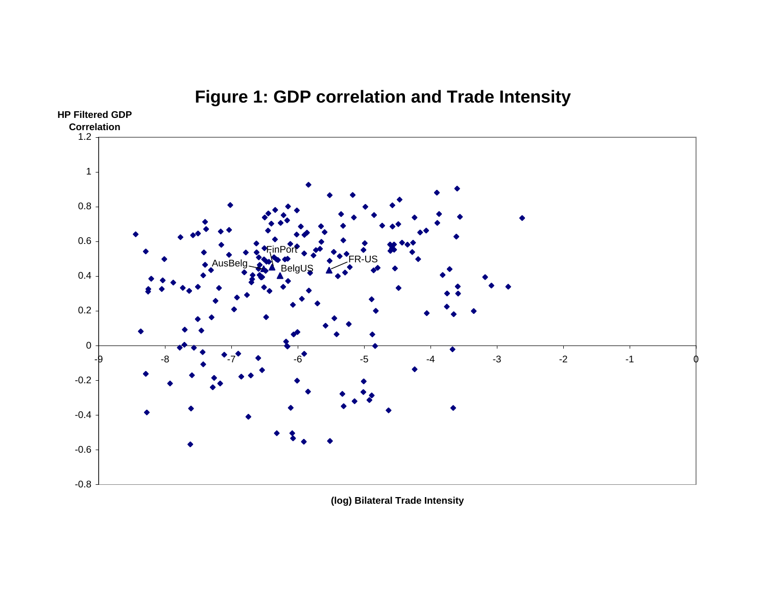# Figure 1: GDP correlation and Trade Intensity

HP Filtered GDP Correlation

(log) Bilateral Trade Intensity

FinPort

AusBelg

BelgUS

FR-US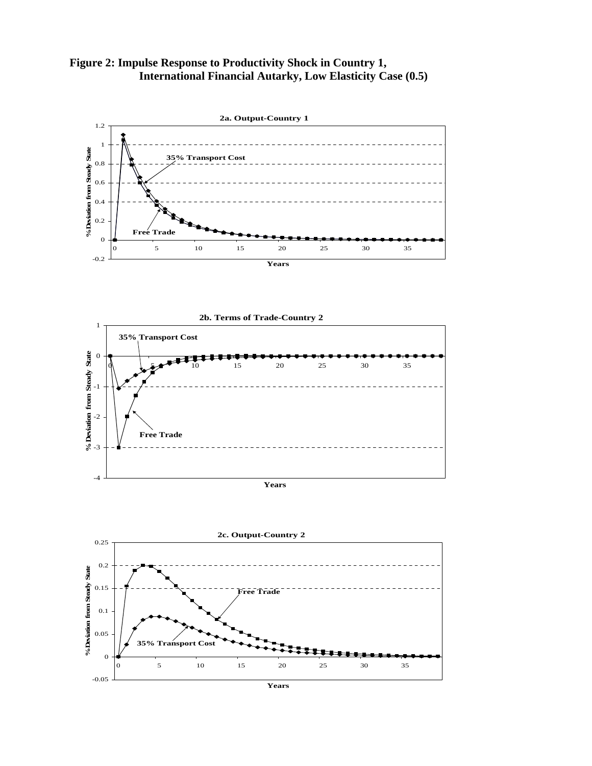**Figure 2: Impulse Response to Productivity Shock in Country 1, International Financial Autarky, Low Elasticity Case (0.5)**

**2a. Output-Country 1**

**2b. Terms of Trade-Country 2**

**2c. Output-Country 2**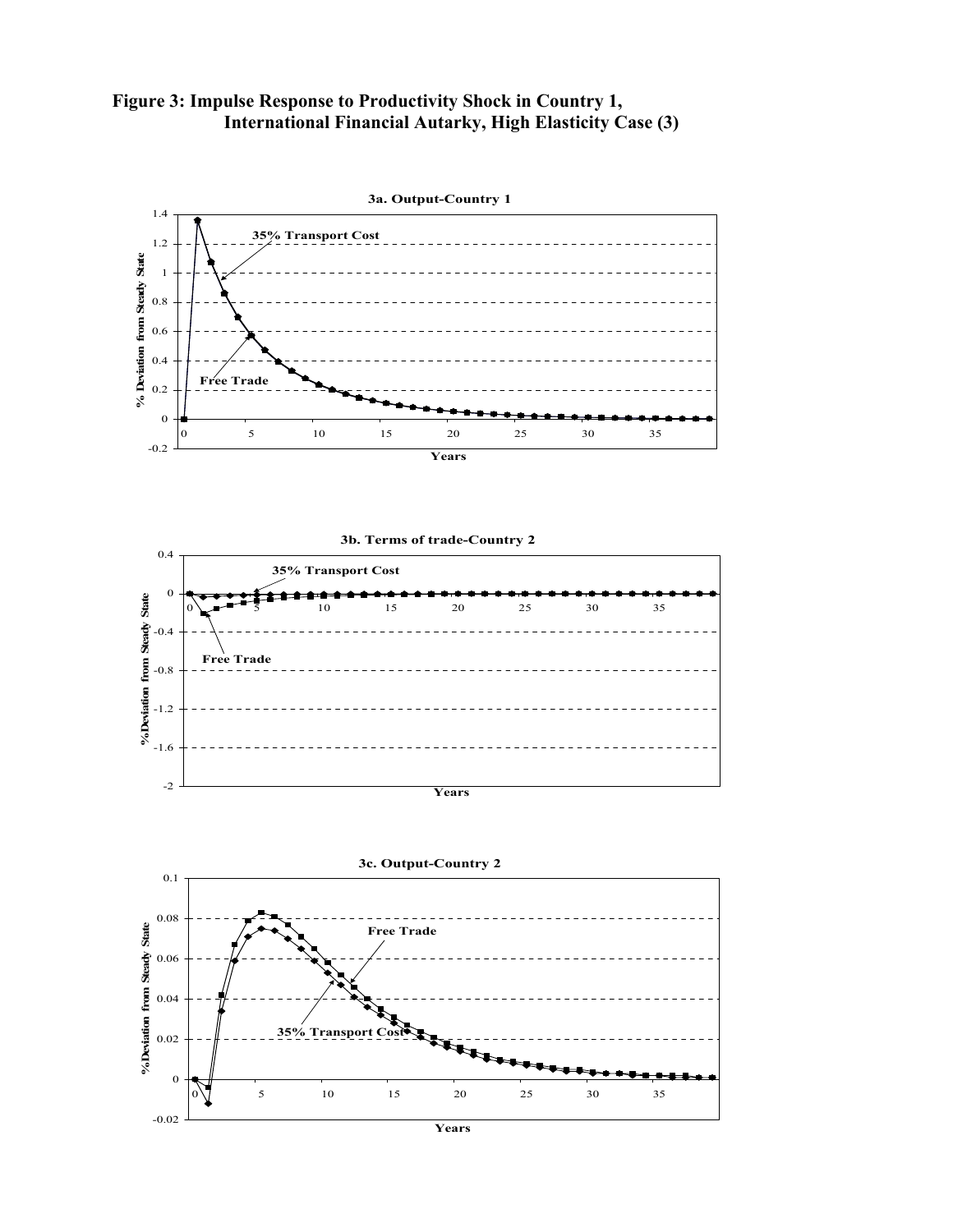**Figure 3: Impulse Response to Productivity Shock in Country 1, International Financial Autarky, High Elasticity Case (3)**

**3a. Output-Country 1**

**3b. Terms of trade-Country 2**

**3c. Output-Country 2**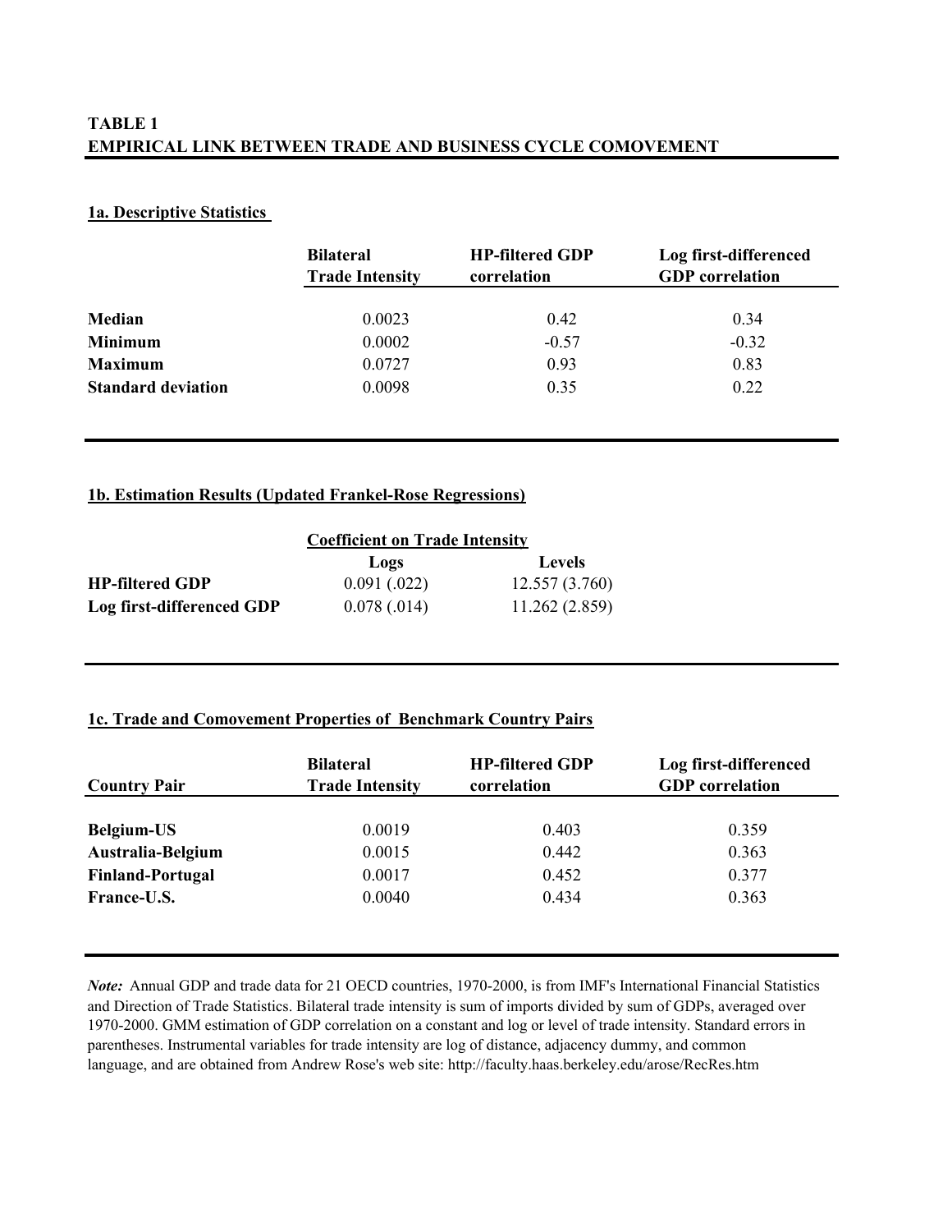## TABLE 1
## EMPIRICAL LINK BETWEEN TRADE AND BUSINESS CYCLE COMOVEMENT

### 1a. Descriptive Statistics

| | Bilateral Trade Intensity | HP-filtered GDP correlation | Log first-differenced GDP correlation |
|---|---|---|---|
| **Median** | 0.0023 | 0.42 | 0.34 |
| **Minimum** | 0.0002 | -0.57 | -0.32 |
| **Maximum** | 0.0727 | 0.93 | 0.83 |
| **Standard deviation** | 0.0098 | 0.35 | 0.22 |

### 1b. Estimation Results (Updated Frankel-Rose Regressions)

| | Coefficient on Trade Intensity | |
|---|---|---|
| | Logs | Levels |
| **HP-filtered GDP** | 0.091 (.022) | 12.557 (3.760) |
| **Log first-differenced GDP** | 0.078 (.014) | 11.262 (2.859) |

### 1c. Trade and Comovement Properties of Benchmark Country Pairs

| Country Pair | Bilateral Trade Intensity | HP-filtered GDP correlation | Log first-differenced GDP correlation |
|---|---|---|---|
| **Belgium-US** | 0.0019 | 0.403 | 0.359 |
| **Australia-Belgium** | 0.0015 | 0.442 | 0.363 |
| **Finland-Portugal** | 0.0017 | 0.452 | 0.377 |
| **France-U.S.** | 0.0040 | 0.434 | 0.363 |

*Note:* Annual GDP and trade data for 21 OECD countries, 1970-2000, is from IMF's International Financial Statistics and Direction of Trade Statistics. Bilateral trade intensity is sum of imports divided by sum of GDPs, averaged over 1970-2000. GMM estimation of GDP correlation on a constant and log or level of trade intensity. Standard errors in parentheses. Instrumental variables for trade intensity are log of distance, adjacency dummy, and common language, and are obtained from Andrew Rose's web site: http://faculty.haas.berkeley.edu/arose/RecRes.htm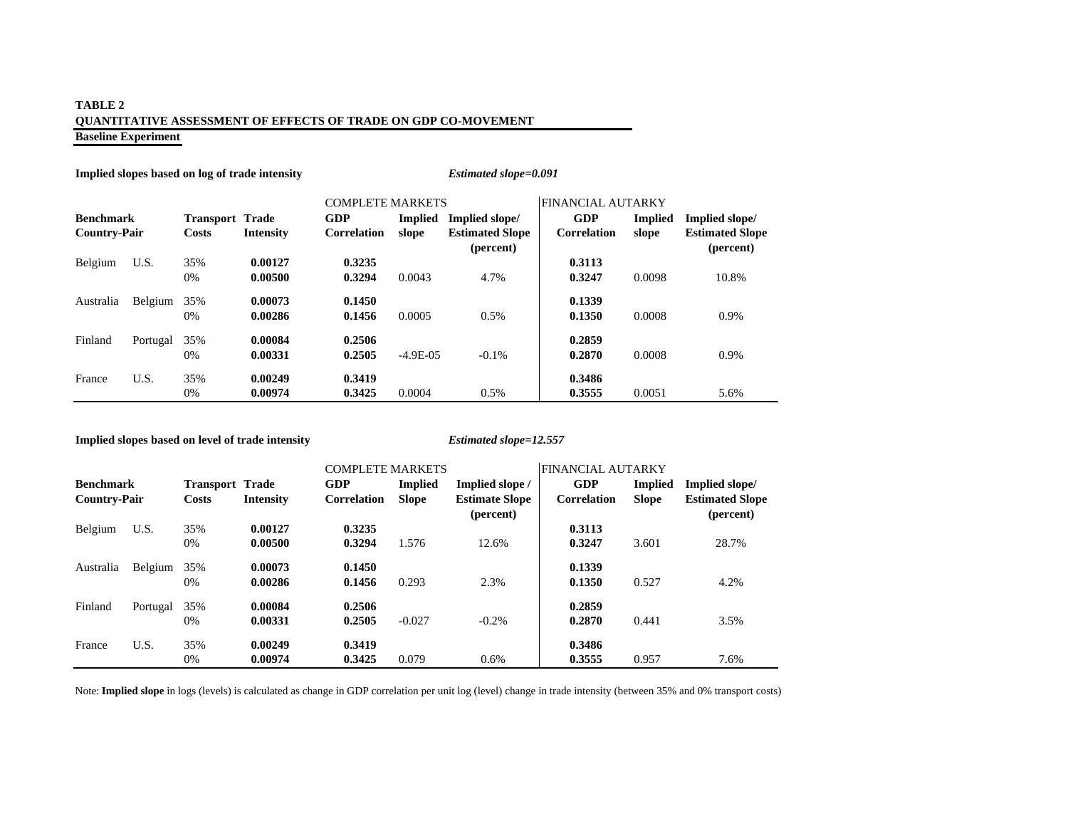**TABLE 2**
**QUANTITATIVE ASSESSMENT OF EFFECTS OF TRADE ON GDP CO-MOVEMENT**
**Baseline Experiment**

**Implied slopes based on log of trade intensity** *Estimated slope=0.091*

| | | | | COMPLETE MARKETS | | | FINANCIAL AUTARKY | | |
|---|---|---|---|---|---|---|---|---|---|
| **Benchmark Country-Pair** | | **Transport Costs** | **Trade Intensity** | **GDP Correlation** | **Implied slope** | **Implied slope/ Estimated Slope (percent)** | **GDP Correlation** | **Implied slope** | **Implied slope/ Estimated Slope (percent)** |
| Belgium | U.S. | 35% | **0.00127** | **0.3235** | | | **0.3113** | | |
| | | 0% | **0.00500** | **0.3294** | 0.0043 | 4.7% | **0.3247** | 0.0098 | 10.8% |
| Australia | Belgium | 35% | **0.00073** | **0.1450** | | | **0.1339** | | |
| | | 0% | **0.00286** | **0.1456** | 0.0005 | 0.5% | **0.1350** | 0.0008 | 0.9% |
| Finland | Portugal | 35% | **0.00084** | **0.2506** | | | **0.2859** | | |
| | | 0% | **0.00331** | **0.2505** | -4.9E-05 | -0.1% | **0.2870** | 0.0008 | 0.9% |
| France | U.S. | 35% | **0.00249** | **0.3419** | | | **0.3486** | | |
| | | 0% | **0.00974** | **0.3425** | 0.0004 | 0.5% | **0.3555** | 0.0051 | 5.6% |

**Implied slopes based on level of trade intensity** *Estimated slope=12.557*

| | | | | COMPLETE MARKETS | | | FINANCIAL AUTARKY | | |
|---|---|---|---|---|---|---|---|---|---|
| **Benchmark Country-Pair** | | **Transport Costs** | **Trade Intensity** | **GDP Correlation** | **Implied Slope** | **Implied slope / Estimate Slope (percent)** | **GDP Correlation** | **Implied Slope** | **Implied slope/ Estimated Slope (percent)** |
| Belgium | U.S. | 35% | **0.00127** | **0.3235** | | | **0.3113** | | |
| | | 0% | **0.00500** | **0.3294** | 1.576 | 12.6% | **0.3247** | 3.601 | 28.7% |
| Australia | Belgium | 35% | **0.00073** | **0.1450** | | | **0.1339** | | |
| | | 0% | **0.00286** | **0.1456** | 0.293 | 2.3% | **0.1350** | 0.527 | 4.2% |
| Finland | Portugal | 35% | **0.00084** | **0.2506** | | | **0.2859** | | |
| | | 0% | **0.00331** | **0.2505** | -0.027 | -0.2% | **0.2870** | 0.441 | 3.5% |
| France | U.S. | 35% | **0.00249** | **0.3419** | | | **0.3486** | | |
| | | 0% | **0.00974** | **0.3425** | 0.079 | 0.6% | **0.3555** | 0.957 | 7.6% |

Note: **Implied slope** in logs (levels) is calculated as change in GDP correlation per unit log (level) change in trade intensity (between 35% and 0% transport costs)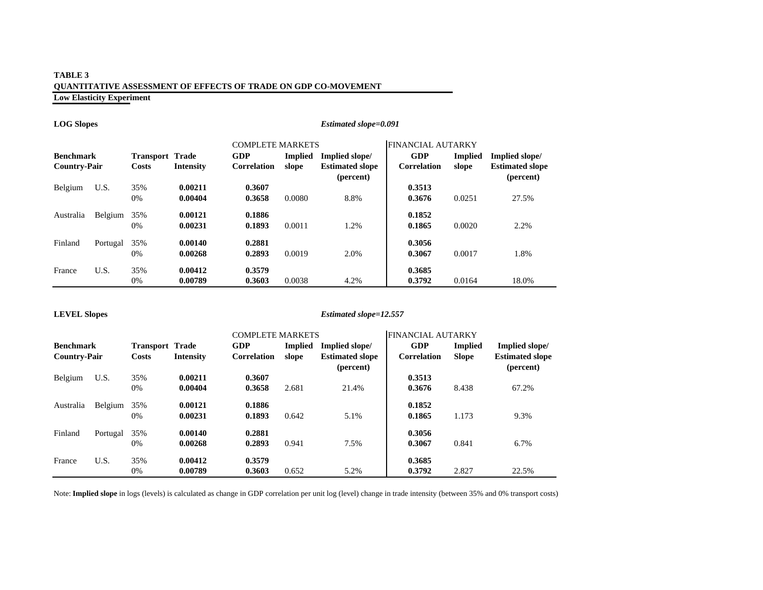**TABLE 3**
**QUANTITATIVE ASSESSMENT OF EFFECTS OF TRADE ON GDP CO-MOVEMENT**
**Low Elasticity Experiment**

**LOG Slopes** *Estimated slope=0.091*

| | | | | COMPLETE MARKETS | | | FINANCIAL AUTARKY | | |
|---|---|---|---|---|---|---|---|---|---|
| **Benchmark Country-Pair** | | **Transport Costs** | **Trade Intensity** | **GDP Correlation** | **Implied slope** | **Implied slope/ Estimated slope (percent)** | **GDP Correlation** | **Implied slope** | **Implied slope/ Estimated slope (percent)** |
| Belgium | U.S. | 35% | **0.00211** | **0.3607** | | | **0.3513** | | |
| | | 0% | **0.00404** | **0.3658** | 0.0080 | 8.8% | **0.3676** | 0.0251 | 27.5% |
| Australia | Belgium | 35% | **0.00121** | **0.1886** | | | **0.1852** | | |
| | | 0% | **0.00231** | **0.1893** | 0.0011 | 1.2% | **0.1865** | 0.0020 | 2.2% |
| Finland | Portugal | 35% | **0.00140** | **0.2881** | | | **0.3056** | | |
| | | 0% | **0.00268** | **0.2893** | 0.0019 | 2.0% | **0.3067** | 0.0017 | 1.8% |
| France | U.S. | 35% | **0.00412** | **0.3579** | | | **0.3685** | | |
| | | 0% | **0.00789** | **0.3603** | 0.0038 | 4.2% | **0.3792** | 0.0164 | 18.0% |

**LEVEL Slopes** *Estimated slope=12.557*

| | | | | COMPLETE MARKETS | | | FINANCIAL AUTARKY | | |
|---|---|---|---|---|---|---|---|---|---|
| **Benchmark Country-Pair** | | **Transport Costs** | **Trade Intensity** | **GDP Correlation** | **Implied slope** | **Implied slope/ Estimated slope (percent)** | **GDP Correlation** | **Implied Slope** | **Implied slope/ Estimated slope (percent)** |
| Belgium | U.S. | 35% | **0.00211** | **0.3607** | | | **0.3513** | | |
| | | 0% | **0.00404** | **0.3658** | 2.681 | 21.4% | **0.3676** | 8.438 | 67.2% |
| Australia | Belgium | 35% | **0.00121** | **0.1886** | | | **0.1852** | | |
| | | 0% | **0.00231** | **0.1893** | 0.642 | 5.1% | **0.1865** | 1.173 | 9.3% |
| Finland | Portugal | 35% | **0.00140** | **0.2881** | | | **0.3056** | | |
| | | 0% | **0.00268** | **0.2893** | 0.941 | 7.5% | **0.3067** | 0.841 | 6.7% |
| France | U.S. | 35% | **0.00412** | **0.3579** | | | **0.3685** | | |
| | | 0% | **0.00789** | **0.3603** | 0.652 | 5.2% | **0.3792** | 2.827 | 22.5% |

Note: **Implied slope** in logs (levels) is calculated as change in GDP correlation per unit log (level) change in trade intensity (between 35% and 0% transport costs)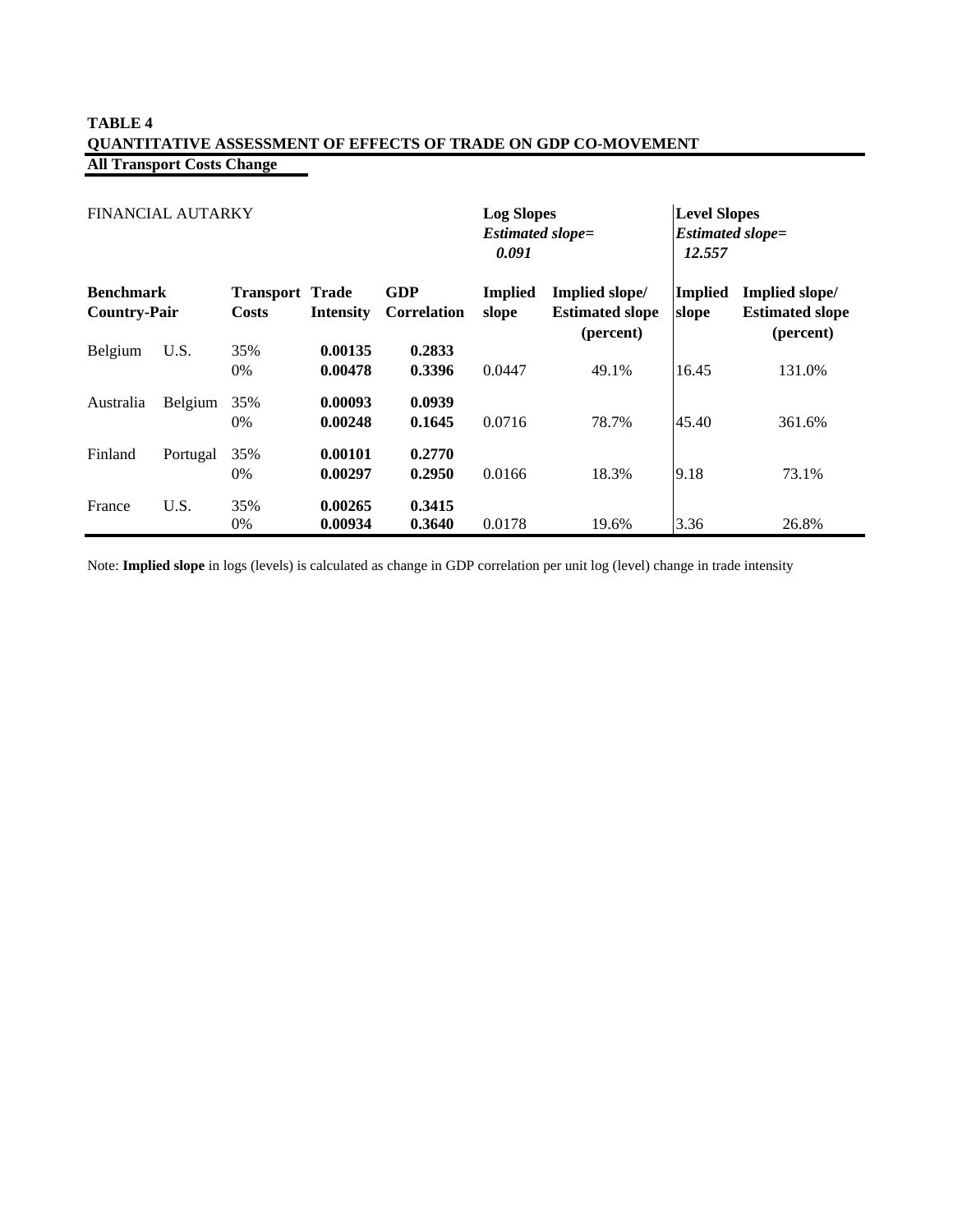**TABLE 4**
**QUANTITATIVE ASSESSMENT OF EFFECTS OF TRADE ON GDP CO-MOVEMENT**
**All Transport Costs Change**

| FINANCIAL AUTARKY | | | | | **Log Slopes** *Estimated slope=* ***0.091*** | | **Level Slopes** *Estimated slope=* ***12.557*** | |
|---|---|---|---|---|---|---|---|---|
| **Benchmark Country-Pair** | | **Transport Costs** | **Trade Intensity** | **GDP Correlation** | **Implied slope** | **Implied slope/ Estimated slope (percent)** | **Implied slope** | **Implied slope/ Estimated slope (percent)** |
| Belgium | U.S. | 35% | **0.00135** | **0.2833** | | | | |
| | | 0% | **0.00478** | **0.3396** | 0.0447 | 49.1% | 16.45 | 131.0% |
| Australia | Belgium | 35% | **0.00093** | **0.0939** | | | | |
| | | 0% | **0.00248** | **0.1645** | 0.0716 | 78.7% | 45.40 | 361.6% |
| Finland | Portugal | 35% | **0.00101** | **0.2770** | | | | |
| | | 0% | **0.00297** | **0.2950** | 0.0166 | 18.3% | 9.18 | 73.1% |
| France | U.S. | 35% | **0.00265** | **0.3415** | | | | |
| | | 0% | **0.00934** | **0.3640** | 0.0178 | 19.6% | 3.36 | 26.8% |

Note: **Implied slope** in logs (levels) is calculated as change in GDP correlation per unit log (level) change in trade intensity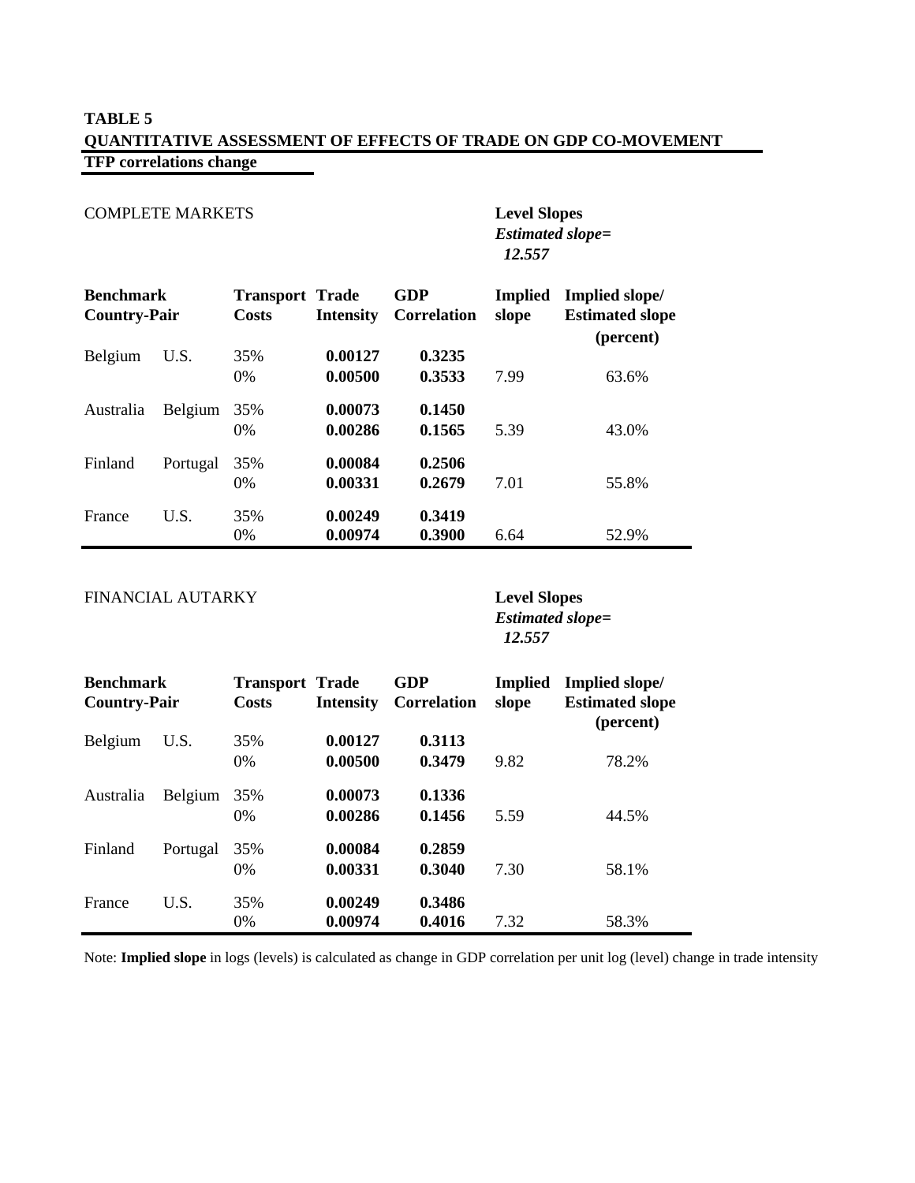**TABLE 5**

**QUANTITATIVE ASSESSMENT OF EFFECTS OF TRADE ON GDP CO-MOVEMENT**

**TFP correlations change**

COMPLETE MARKETS

**Level Slopes**
***Estimated slope=***
***12.557***

| **Benchmark Country-Pair** | | **Transport Costs** | **Trade Intensity** | **GDP Correlation** | **Implied slope** | **Implied slope/ Estimated slope (percent)** |
|---|---|---|---|---|---|---|
| Belgium | U.S. | 35% | **0.00127** | **0.3235** | | |
| | | 0% | **0.00500** | **0.3533** | 7.99 | 63.6% |
| Australia | Belgium | 35% | **0.00073** | **0.1450** | | |
| | | 0% | **0.00286** | **0.1565** | 5.39 | 43.0% |
| Finland | Portugal | 35% | **0.00084** | **0.2506** | | |
| | | 0% | **0.00331** | **0.2679** | 7.01 | 55.8% |
| France | U.S. | 35% | **0.00249** | **0.3419** | | |
| | | 0% | **0.00974** | **0.3900** | 6.64 | 52.9% |

FINANCIAL AUTARKY

**Level Slopes**
***Estimated slope=***
***12.557***

| **Benchmark Country-Pair** | | **Transport Costs** | **Trade Intensity** | **GDP Correlation** | **Implied slope** | **Implied slope/ Estimated slope (percent)** |
|---|---|---|---|---|---|---|
| Belgium | U.S. | 35% | **0.00127** | **0.3113** | | |
| | | 0% | **0.00500** | **0.3479** | 9.82 | 78.2% |
| Australia | Belgium | 35% | **0.00073** | **0.1336** | | |
| | | 0% | **0.00286** | **0.1456** | 5.59 | 44.5% |
| Finland | Portugal | 35% | **0.00084** | **0.2859** | | |
| | | 0% | **0.00331** | **0.3040** | 7.30 | 58.1% |
| France | U.S. | 35% | **0.00249** | **0.3486** | | |
| | | 0% | **0.00974** | **0.4016** | 7.32 | 58.3% |

Note: **Implied slope** in logs (levels) is calculated as change in GDP correlation per unit log (level) change in trade intensity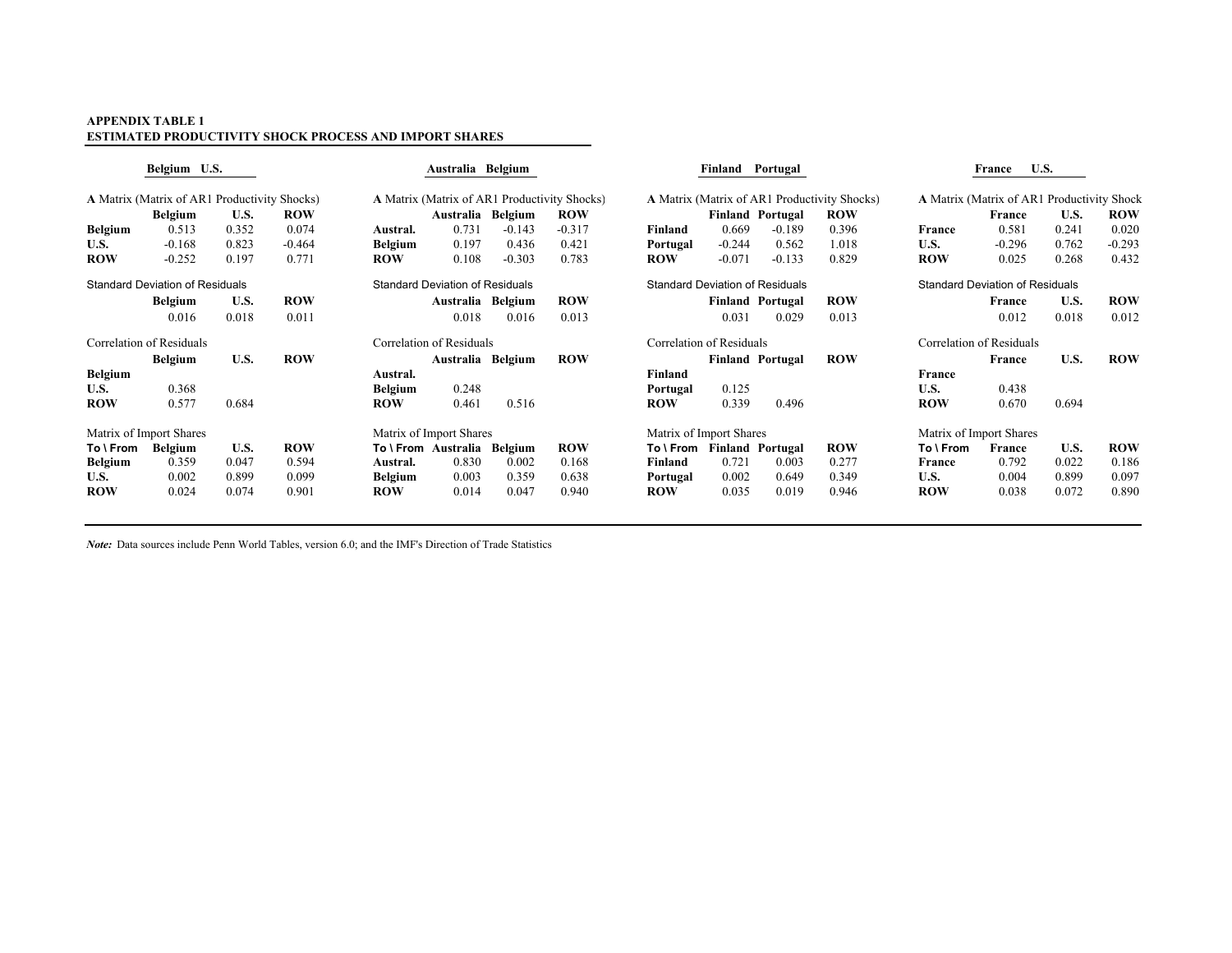**APPENDIX TABLE 1**
**ESTIMATED PRODUCTIVITY SHOCK PROCESS AND IMPORT SHARES**

### Belgium U.S.

**A** Matrix (Matrix of AR1 Productivity Shocks)

| | Belgium | U.S. | ROW |
|---|---|---|---|
| **Belgium** | 0.513 | 0.352 | 0.074 |
| **U.S.** | -0.168 | 0.823 | -0.464 |
| **ROW** | -0.252 | 0.197 | 0.771 |

Standard Deviation of Residuals

| Belgium | U.S. | ROW |
|---|---|---|
| 0.016 | 0.018 | 0.011 |

Correlation of Residuals

| | Belgium | U.S. | ROW |
|---|---|---|---|
| **Belgium** | | | |
| **U.S.** | 0.368 | | |
| **ROW** | 0.577 | 0.684 | |

Matrix of Import Shares

| To \ From | Belgium | U.S. | ROW |
|---|---|---|---|
| **Belgium** | 0.359 | 0.047 | 0.594 |
| **U.S.** | 0.002 | 0.899 | 0.099 |
| **ROW** | 0.024 | 0.074 | 0.901 |

### Australia Belgium

**A** Matrix (Matrix of AR1 Productivity Shocks)

| | Australia | Belgium | ROW |
|---|---|---|---|
| **Austral.** | 0.731 | -0.143 | -0.317 |
| **Belgium** | 0.197 | 0.436 | 0.421 |
| **ROW** | 0.108 | -0.303 | 0.783 |

Standard Deviation of Residuals

| Australia | Belgium | ROW |
|---|---|---|
| 0.018 | 0.016 | 0.013 |

Correlation of Residuals

| | Australia | Belgium | ROW |
|---|---|---|---|
| **Austral.** | | | |
| **Belgium** | 0.248 | | |
| **ROW** | 0.461 | 0.516 | |

Matrix of Import Shares

| To \ From | Australia | Belgium | ROW |
|---|---|---|---|
| **Austral.** | 0.830 | 0.002 | 0.168 |
| **Belgium** | 0.003 | 0.359 | 0.638 |
| **ROW** | 0.014 | 0.047 | 0.940 |

### Finland Portugal

**A** Matrix (Matrix of AR1 Productivity Shocks)

| | Finland | Portugal | ROW |
|---|---|---|---|
| **Finland** | 0.669 | -0.189 | 0.396 |
| **Portugal** | -0.244 | 0.562 | 1.018 |
| **ROW** | -0.071 | -0.133 | 0.829 |

Standard Deviation of Residuals

| Finland | Portugal | ROW |
|---|---|---|
| 0.031 | 0.029 | 0.013 |

Correlation of Residuals

| | Finland | Portugal | ROW |
|---|---|---|---|
| **Finland** | | | |
| **Portugal** | 0.125 | | |
| **ROW** | 0.339 | 0.496 | |

Matrix of Import Shares

| To \ From | Finland | Portugal | ROW |
|---|---|---|---|
| **Finland** | 0.721 | 0.003 | 0.277 |
| **Portugal** | 0.002 | 0.649 | 0.349 |
| **ROW** | 0.035 | 0.019 | 0.946 |

### France U.S.

**A** Matrix (Matrix of AR1 Productivity Shock

| | France | U.S. | ROW |
|---|---|---|---|
| **France** | 0.581 | 0.241 | 0.020 |
| **U.S.** | -0.296 | 0.762 | -0.293 |
| **ROW** | 0.025 | 0.268 | 0.432 |

Standard Deviation of Residuals

| France | U.S. | ROW |
|---|---|---|
| 0.012 | 0.018 | 0.012 |

Correlation of Residuals

| | France | U.S. | ROW |
|---|---|---|---|
| **France** | | | |
| **U.S.** | 0.438 | | |
| **ROW** | 0.670 | 0.694 | |

Matrix of Import Shares

| To \ From | France | U.S. | ROW |
|---|---|---|---|
| **France** | 0.792 | 0.022 | 0.186 |
| **U.S.** | 0.004 | 0.899 | 0.097 |
| **ROW** | 0.038 | 0.072 | 0.890 |

*Note:* Data sources include Penn World Tables, version 6.0; and the IMF's Direction of Trade Statistics